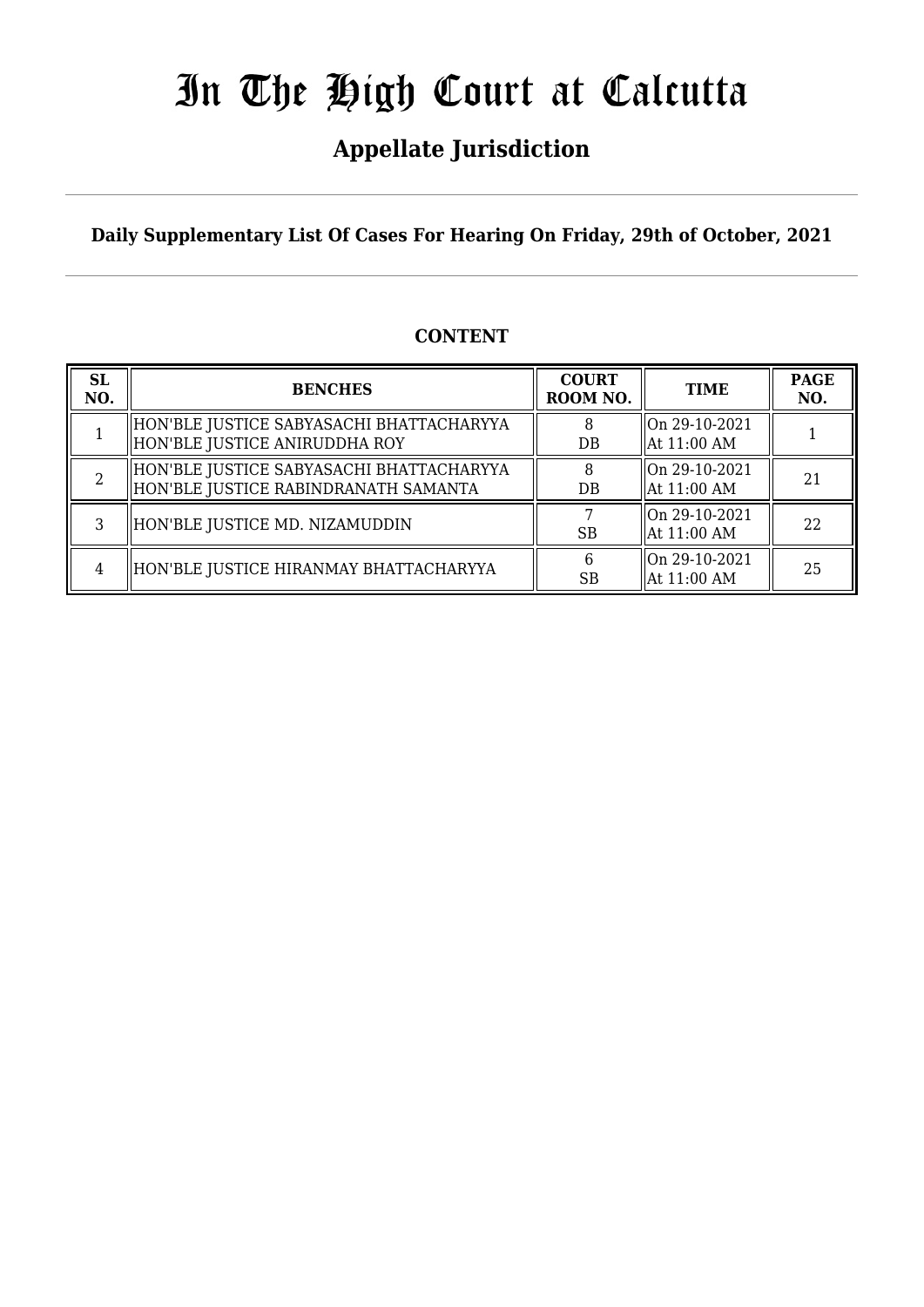# In The High Court at Calcutta

## Appellate Jurisdiction

**Daily Supplementary List Of Cases For Hearing On Friday, 29th of October, 2021**

**CONTENT**

| SL NO. | BENCHES | COURT ROOM NO. | TIME | PAGE NO. |
|---|---|---|---|---|
| 1 | HON'BLE JUSTICE SABYASACHI BHATTACHARYYA<br>HON'BLE JUSTICE ANIRUDDHA ROY | 8<br>DB | On 29-10-2021<br>At 11:00 AM | 1 |
| 2 | HON'BLE JUSTICE SABYASACHI BHATTACHARYYA<br>HON'BLE JUSTICE RABINDRANATH SAMANTA | 8<br>DB | On 29-10-2021<br>At 11:00 AM | 21 |
| 3 | HON'BLE JUSTICE MD. NIZAMUDDIN | 7<br>SB | On 29-10-2021<br>At 11:00 AM | 22 |
| 4 | HON'BLE JUSTICE HIRANMAY BHATTACHARYYA | 6<br>SB | On 29-10-2021<br>At 11:00 AM | 25 |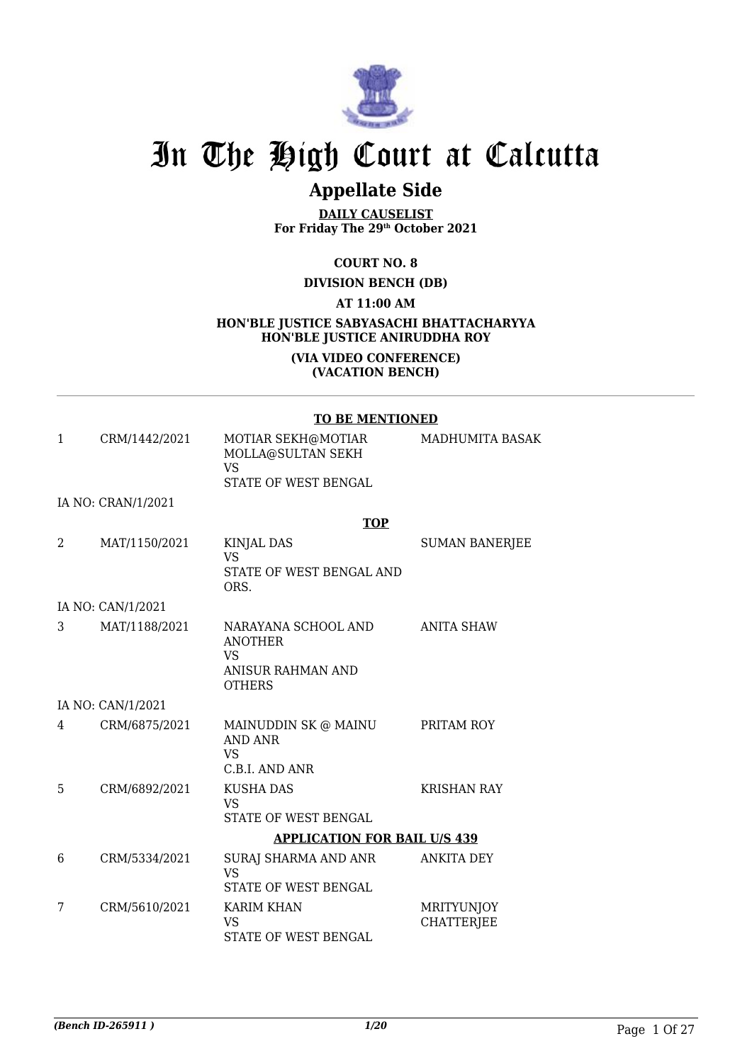# In The High Court at Calcutta

## Appellate Side

**DAILY CAUSELIST**
**For Friday The 29th October 2021**

**COURT NO. 8**

**DIVISION BENCH (DB)**

**AT 11:00 AM**

**HON'BLE JUSTICE SABYASACHI BHATTACHARYYA**
**HON'BLE JUSTICE ANIRUDDHA ROY**

**(VIA VIDEO CONFERENCE)**
**(VACATION BENCH)**

**TO BE MENTIONED**

| | | | |
|---|---|---|---|
| 1 | CRM/1442/2021 | MOTIAR SEKH@MOTIAR MOLLA@SULTAN SEKH VS STATE OF WEST BENGAL | MADHUMITA BASAK |
| | IA NO: CRAN/1/2021 | | |

**TOP**

| | | | |
|---|---|---|---|
| 2 | MAT/1150/2021 | KINJAL DAS VS STATE OF WEST BENGAL AND ORS. | SUMAN BANERJEE |
| | IA NO: CAN/1/2021 | | |
| 3 | MAT/1188/2021 | NARAYANA SCHOOL AND ANOTHER VS ANISUR RAHMAN AND OTHERS | ANITA SHAW |
| | IA NO: CAN/1/2021 | | |
| 4 | CRM/6875/2021 | MAINUDDIN SK @ MAINU AND ANR VS C.B.I. AND ANR | PRITAM ROY |
| 5 | CRM/6892/2021 | KUSHA DAS VS STATE OF WEST BENGAL | KRISHAN RAY |

**APPLICATION FOR BAIL U/S 439**

| | | | |
|---|---|---|---|
| 6 | CRM/5334/2021 | SURAJ SHARMA AND ANR VS STATE OF WEST BENGAL | ANKITA DEY |
| 7 | CRM/5610/2021 | KARIM KHAN VS STATE OF WEST BENGAL | MRITYUNJOY CHATTERJEE |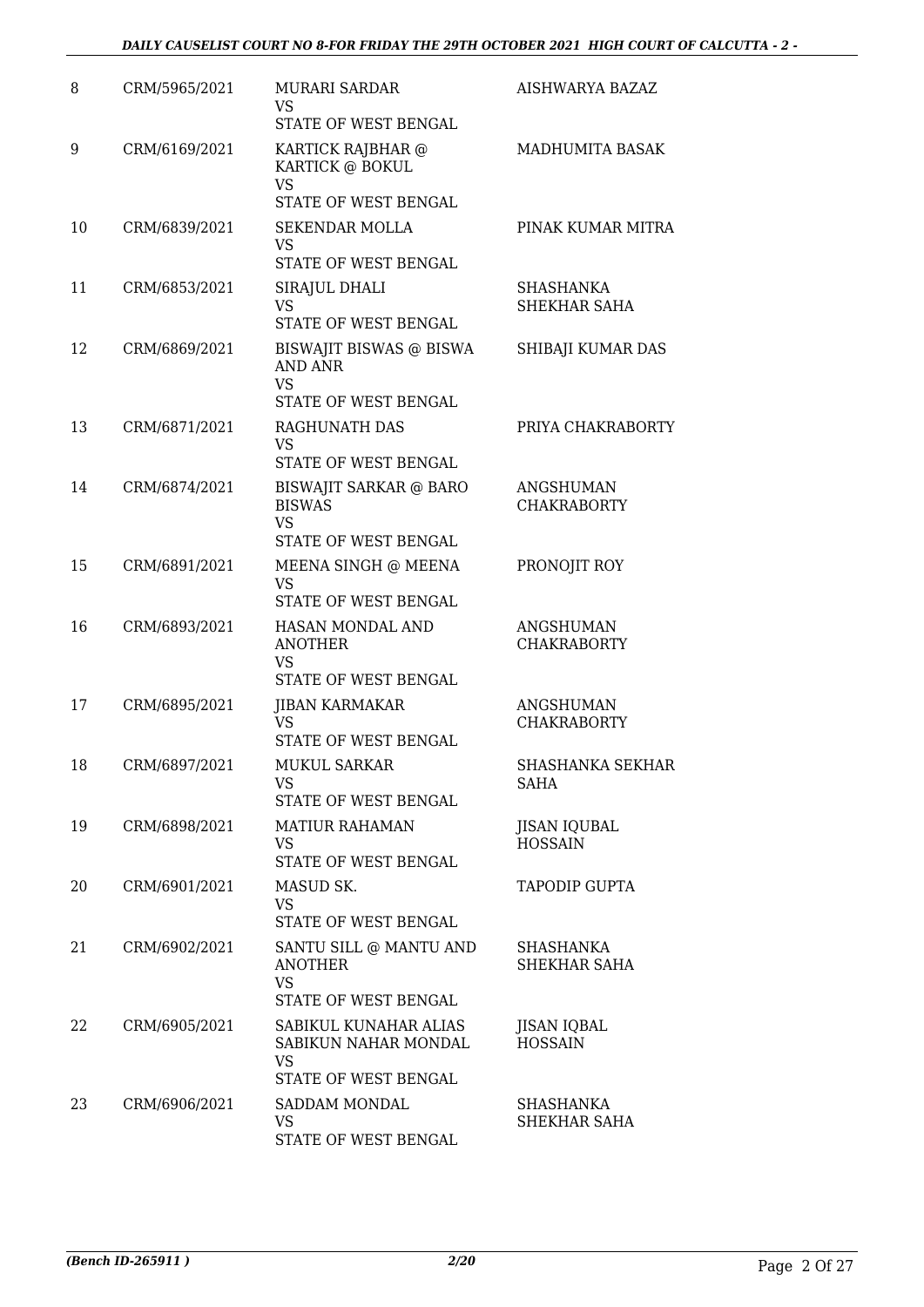| 8 | CRM/5965/2021 | MURARI SARDAR<br>VS<br>STATE OF WEST BENGAL | AISHWARYA BAZAZ |
|---|---|---|---|
| 9 | CRM/6169/2021 | KARTICK RAJBHAR @ KARTICK @ BOKUL<br>VS<br>STATE OF WEST BENGAL | MADHUMITA BASAK |
| 10 | CRM/6839/2021 | SEKENDAR MOLLA<br>VS<br>STATE OF WEST BENGAL | PINAK KUMAR MITRA |
| 11 | CRM/6853/2021 | SIRAJUL DHALI<br>VS<br>STATE OF WEST BENGAL | SHASHANKA SHEKHAR SAHA |
| 12 | CRM/6869/2021 | BISWAJIT BISWAS @ BISWA AND ANR<br>VS<br>STATE OF WEST BENGAL | SHIBAJI KUMAR DAS |
| 13 | CRM/6871/2021 | RAGHUNATH DAS<br>VS<br>STATE OF WEST BENGAL | PRIYA CHAKRABORTY |
| 14 | CRM/6874/2021 | BISWAJIT SARKAR @ BARO BISWAS<br>VS<br>STATE OF WEST BENGAL | ANGSHUMAN CHAKRABORTY |
| 15 | CRM/6891/2021 | MEENA SINGH @ MEENA<br>VS<br>STATE OF WEST BENGAL | PRONOJIT ROY |
| 16 | CRM/6893/2021 | HASAN MONDAL AND ANOTHER<br>VS<br>STATE OF WEST BENGAL | ANGSHUMAN CHAKRABORTY |
| 17 | CRM/6895/2021 | JIBAN KARMAKAR<br>VS<br>STATE OF WEST BENGAL | ANGSHUMAN CHAKRABORTY |
| 18 | CRM/6897/2021 | MUKUL SARKAR<br>VS<br>STATE OF WEST BENGAL | SHASHANKA SEKHAR SAHA |
| 19 | CRM/6898/2021 | MATIUR RAHAMAN<br>VS<br>STATE OF WEST BENGAL | JISAN IQUBAL HOSSAIN |
| 20 | CRM/6901/2021 | MASUD SK.<br>VS<br>STATE OF WEST BENGAL | TAPODIP GUPTA |
| 21 | CRM/6902/2021 | SANTU SILL @ MANTU AND ANOTHER<br>VS<br>STATE OF WEST BENGAL | SHASHANKA SHEKHAR SAHA |
| 22 | CRM/6905/2021 | SABIKUL KUNAHAR ALIAS SABIKUN NAHAR MONDAL<br>VS<br>STATE OF WEST BENGAL | JISAN IQBAL HOSSAIN |
| 23 | CRM/6906/2021 | SADDAM MONDAL<br>VS<br>STATE OF WEST BENGAL | SHASHANKA SHEKHAR SAHA |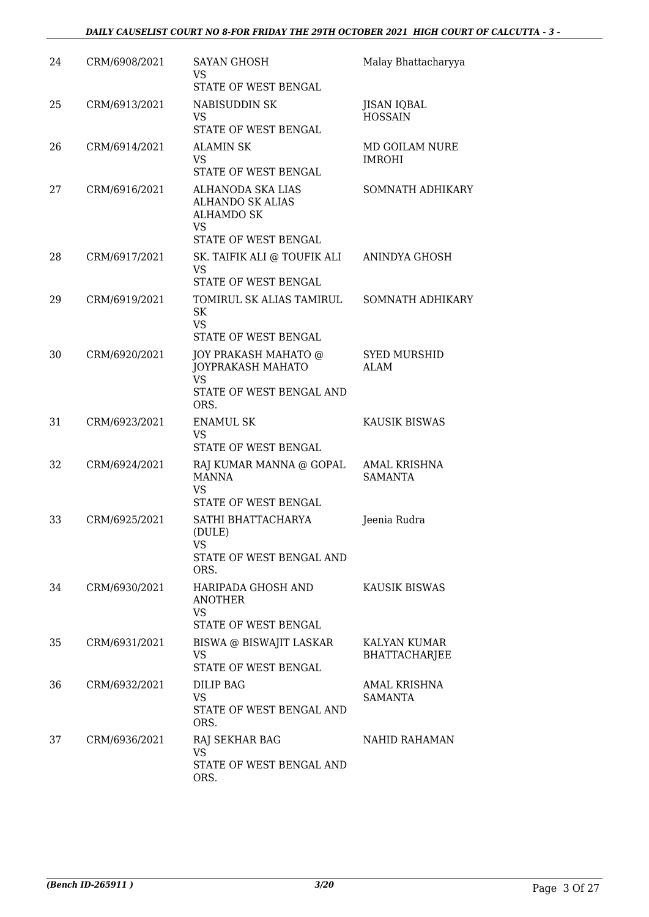| 24 | CRM/6908/2021 | SAYAN GHOSH<br>VS<br>STATE OF WEST BENGAL | Malay Bhattacharyya |
|---|---|---|---|
| 25 | CRM/6913/2021 | NABISUDDIN SK<br>VS<br>STATE OF WEST BENGAL | JISAN IQBAL HOSSAIN |
| 26 | CRM/6914/2021 | ALAMIN SK<br>VS<br>STATE OF WEST BENGAL | MD GOILAM NURE IMROHI |
| 27 | CRM/6916/2021 | ALHANODA SKA LIAS ALHANDO SK ALIAS ALHAMDO SK<br>VS<br>STATE OF WEST BENGAL | SOMNATH ADHIKARY |
| 28 | CRM/6917/2021 | SK. TAIFIK ALI @ TOUFIK ALI<br>VS<br>STATE OF WEST BENGAL | ANINDYA GHOSH |
| 29 | CRM/6919/2021 | TOMIRUL SK ALIAS TAMIRUL SK<br>VS<br>STATE OF WEST BENGAL | SOMNATH ADHIKARY |
| 30 | CRM/6920/2021 | JOY PRAKASH MAHATO @ JOYPRAKASH MAHATO<br>VS<br>STATE OF WEST BENGAL AND ORS. | SYED MURSHID ALAM |
| 31 | CRM/6923/2021 | ENAMUL SK<br>VS<br>STATE OF WEST BENGAL | KAUSIK BISWAS |
| 32 | CRM/6924/2021 | RAJ KUMAR MANNA @ GOPAL MANNA<br>VS<br>STATE OF WEST BENGAL | AMAL KRISHNA SAMANTA |
| 33 | CRM/6925/2021 | SATHI BHATTACHARYA (DULE)<br>VS<br>STATE OF WEST BENGAL AND ORS. | Jeenia Rudra |
| 34 | CRM/6930/2021 | HARIPADA GHOSH AND ANOTHER<br>VS<br>STATE OF WEST BENGAL | KAUSIK BISWAS |
| 35 | CRM/6931/2021 | BISWA @ BISWAJIT LASKAR<br>VS<br>STATE OF WEST BENGAL | KALYAN KUMAR BHATTACHARJEE |
| 36 | CRM/6932/2021 | DILIP BAG<br>VS<br>STATE OF WEST BENGAL AND ORS. | AMAL KRISHNA SAMANTA |
| 37 | CRM/6936/2021 | RAJ SEKHAR BAG<br>VS<br>STATE OF WEST BENGAL AND ORS. | NAHID RAHAMAN |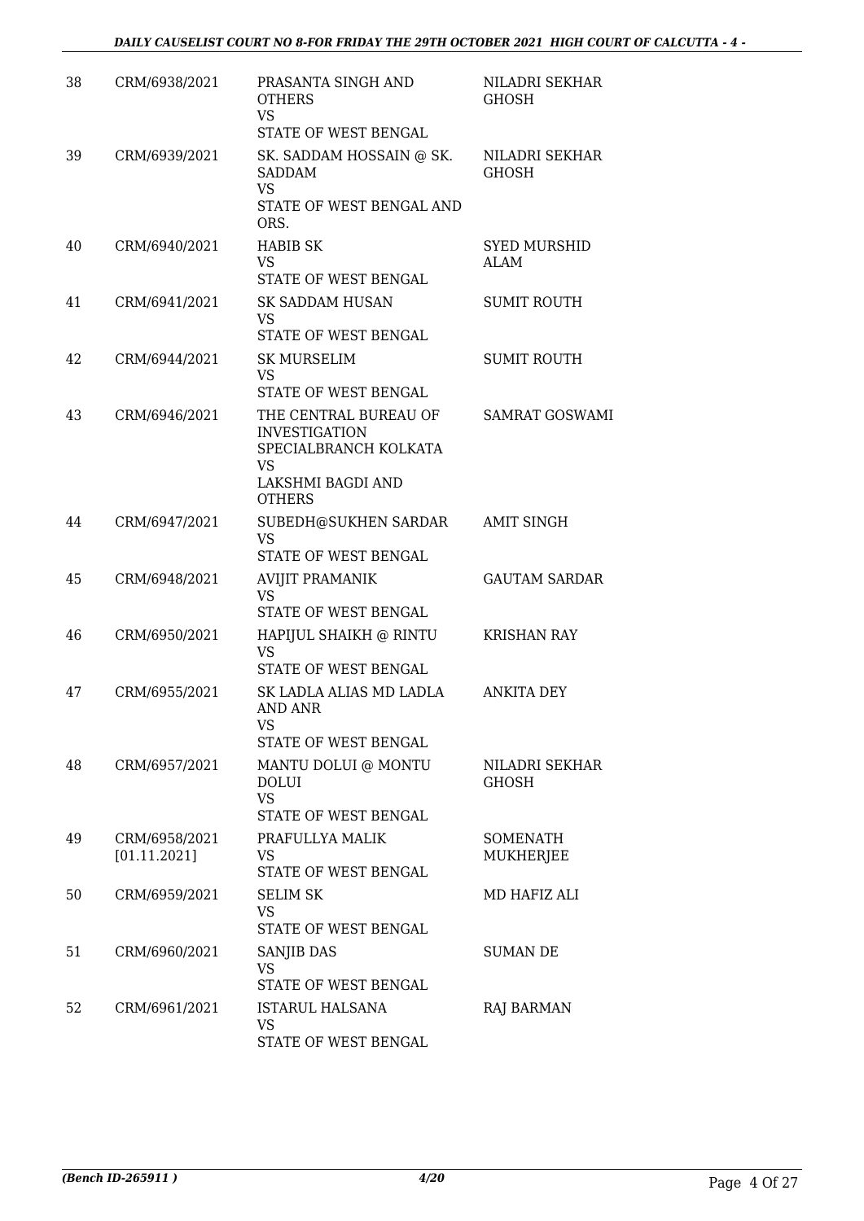| | | | |
|---|---|---|---|
| 38 | CRM/6938/2021 | PRASANTA SINGH AND OTHERS<br>VS<br>STATE OF WEST BENGAL | NILADRI SEKHAR GHOSH |
| 39 | CRM/6939/2021 | SK. SADDAM HOSSAIN @ SK. SADDAM<br>VS<br>STATE OF WEST BENGAL AND ORS. | NILADRI SEKHAR GHOSH |
| 40 | CRM/6940/2021 | HABIB SK<br>VS<br>STATE OF WEST BENGAL | SYED MURSHID ALAM |
| 41 | CRM/6941/2021 | SK SADDAM HUSAN<br>VS<br>STATE OF WEST BENGAL | SUMIT ROUTH |
| 42 | CRM/6944/2021 | SK MURSELIM<br>VS<br>STATE OF WEST BENGAL | SUMIT ROUTH |
| 43 | CRM/6946/2021 | THE CENTRAL BUREAU OF INVESTIGATION SPECIALBRANCH KOLKATA<br>VS<br>LAKSHMI BAGDI AND OTHERS | SAMRAT GOSWAMI |
| 44 | CRM/6947/2021 | SUBEDH@SUKHEN SARDAR<br>VS<br>STATE OF WEST BENGAL | AMIT SINGH |
| 45 | CRM/6948/2021 | AVIJIT PRAMANIK<br>VS<br>STATE OF WEST BENGAL | GAUTAM SARDAR |
| 46 | CRM/6950/2021 | HAPIJUL SHAIKH @ RINTU<br>VS<br>STATE OF WEST BENGAL | KRISHAN RAY |
| 47 | CRM/6955/2021 | SK LADLA ALIAS MD LADLA AND ANR<br>VS<br>STATE OF WEST BENGAL | ANKITA DEY |
| 48 | CRM/6957/2021 | MANTU DOLUI @ MONTU DOLUI<br>VS<br>STATE OF WEST BENGAL | NILADRI SEKHAR GHOSH |
| 49 | CRM/6958/2021 [01.11.2021] | PRAFULLYA MALIK<br>VS<br>STATE OF WEST BENGAL | SOMENATH MUKHERJEE |
| 50 | CRM/6959/2021 | SELIM SK<br>VS<br>STATE OF WEST BENGAL | MD HAFIZ ALI |
| 51 | CRM/6960/2021 | SANJIB DAS<br>VS<br>STATE OF WEST BENGAL | SUMAN DE |
| 52 | CRM/6961/2021 | ISTARUL HALSANA<br>VS<br>STATE OF WEST BENGAL | RAJ BARMAN |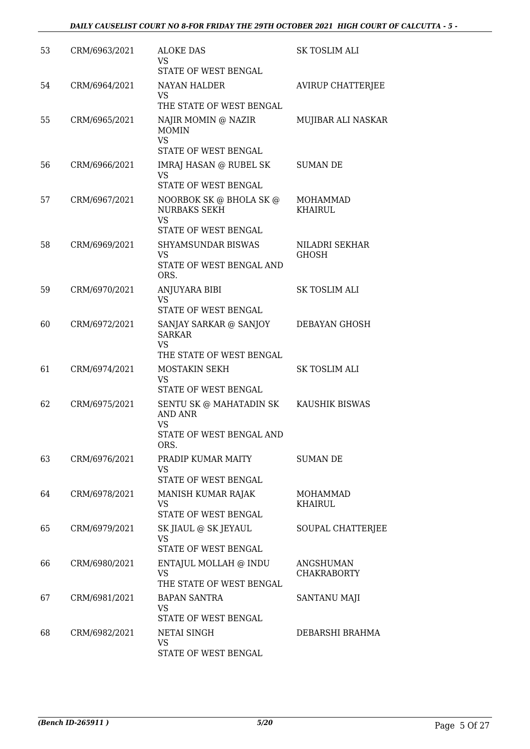| 53 | CRM/6963/2021 | ALOKE DAS<br>VS<br>STATE OF WEST BENGAL | SK TOSLIM ALI |
|---|---|---|---|
| 54 | CRM/6964/2021 | NAYAN HALDER<br>VS<br>THE STATE OF WEST BENGAL | AVIRUP CHATTERJEE |
| 55 | CRM/6965/2021 | NAJIR MOMIN @ NAZIR MOMIN<br>VS<br>STATE OF WEST BENGAL | MUJIBAR ALI NASKAR |
| 56 | CRM/6966/2021 | IMRAJ HASAN @ RUBEL SK<br>VS<br>STATE OF WEST BENGAL | SUMAN DE |
| 57 | CRM/6967/2021 | NOORBOK SK @ BHOLA SK @ NURBAKS SEKH<br>VS<br>STATE OF WEST BENGAL | MOHAMMAD KHAIRUL |
| 58 | CRM/6969/2021 | SHYAMSUNDAR BISWAS<br>VS<br>STATE OF WEST BENGAL AND ORS. | NILADRI SEKHAR GHOSH |
| 59 | CRM/6970/2021 | ANJUYARA BIBI<br>VS<br>STATE OF WEST BENGAL | SK TOSLIM ALI |
| 60 | CRM/6972/2021 | SANJAY SARKAR @ SANJOY SARKAR<br>VS<br>THE STATE OF WEST BENGAL | DEBAYAN GHOSH |
| 61 | CRM/6974/2021 | MOSTAKIN SEKH<br>VS<br>STATE OF WEST BENGAL | SK TOSLIM ALI |
| 62 | CRM/6975/2021 | SENTU SK @ MAHATADIN SK AND ANR<br>VS<br>STATE OF WEST BENGAL AND ORS. | KAUSHIK BISWAS |
| 63 | CRM/6976/2021 | PRADIP KUMAR MAITY<br>VS<br>STATE OF WEST BENGAL | SUMAN DE |
| 64 | CRM/6978/2021 | MANISH KUMAR RAJAK<br>VS<br>STATE OF WEST BENGAL | MOHAMMAD KHAIRUL |
| 65 | CRM/6979/2021 | SK JIAUL @ SK JEYAUL<br>VS<br>STATE OF WEST BENGAL | SOUPAL CHATTERJEE |
| 66 | CRM/6980/2021 | ENTAJUL MOLLAH @ INDU<br>VS<br>THE STATE OF WEST BENGAL | ANGSHUMAN CHAKRABORTY |
| 67 | CRM/6981/2021 | BAPAN SANTRA<br>VS<br>STATE OF WEST BENGAL | SANTANU MAJI |
| 68 | CRM/6982/2021 | NETAI SINGH<br>VS<br>STATE OF WEST BENGAL | DEBARSHI BRAHMA |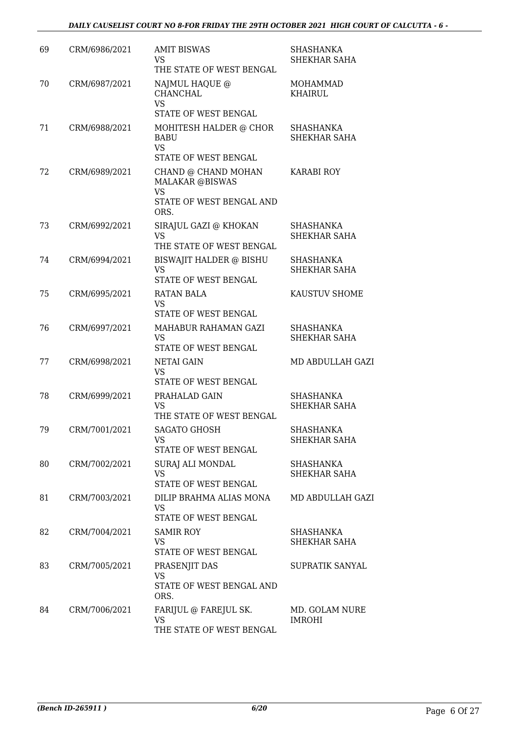| 69 | CRM/6986/2021 | AMIT BISWAS<br>VS<br>THE STATE OF WEST BENGAL | SHASHANKA SHEKHAR SAHA |
|---|---|---|---|
| 70 | CRM/6987/2021 | NAJMUL HAQUE @ CHANCHAL<br>VS<br>STATE OF WEST BENGAL | MOHAMMAD KHAIRUL |
| 71 | CRM/6988/2021 | MOHITESH HALDER @ CHOR BABU<br>VS<br>STATE OF WEST BENGAL | SHASHANKA SHEKHAR SAHA |
| 72 | CRM/6989/2021 | CHAND @ CHAND MOHAN MALAKAR @BISWAS<br>VS<br>STATE OF WEST BENGAL AND ORS. | KARABI ROY |
| 73 | CRM/6992/2021 | SIRAJUL GAZI @ KHOKAN<br>VS<br>THE STATE OF WEST BENGAL | SHASHANKA SHEKHAR SAHA |
| 74 | CRM/6994/2021 | BISWAJIT HALDER @ BISHU<br>VS<br>STATE OF WEST BENGAL | SHASHANKA SHEKHAR SAHA |
| 75 | CRM/6995/2021 | RATAN BALA<br>VS<br>STATE OF WEST BENGAL | KAUSTUV SHOME |
| 76 | CRM/6997/2021 | MAHABUR RAHAMAN GAZI<br>VS<br>STATE OF WEST BENGAL | SHASHANKA SHEKHAR SAHA |
| 77 | CRM/6998/2021 | NETAI GAIN<br>VS<br>STATE OF WEST BENGAL | MD ABDULLAH GAZI |
| 78 | CRM/6999/2021 | PRAHALAD GAIN<br>VS<br>THE STATE OF WEST BENGAL | SHASHANKA SHEKHAR SAHA |
| 79 | CRM/7001/2021 | SAGATO GHOSH<br>VS<br>STATE OF WEST BENGAL | SHASHANKA SHEKHAR SAHA |
| 80 | CRM/7002/2021 | SURAJ ALI MONDAL<br>VS<br>STATE OF WEST BENGAL | SHASHANKA SHEKHAR SAHA |
| 81 | CRM/7003/2021 | DILIP BRAHMA ALIAS MONA<br>VS<br>STATE OF WEST BENGAL | MD ABDULLAH GAZI |
| 82 | CRM/7004/2021 | SAMIR ROY<br>VS<br>STATE OF WEST BENGAL | SHASHANKA SHEKHAR SAHA |
| 83 | CRM/7005/2021 | PRASENJIT DAS<br>VS<br>STATE OF WEST BENGAL AND ORS. | SUPRATIK SANYAL |
| 84 | CRM/7006/2021 | FARIJUL @ FAREJUL SK.<br>VS<br>THE STATE OF WEST BENGAL | MD. GOLAM NURE IMROHI |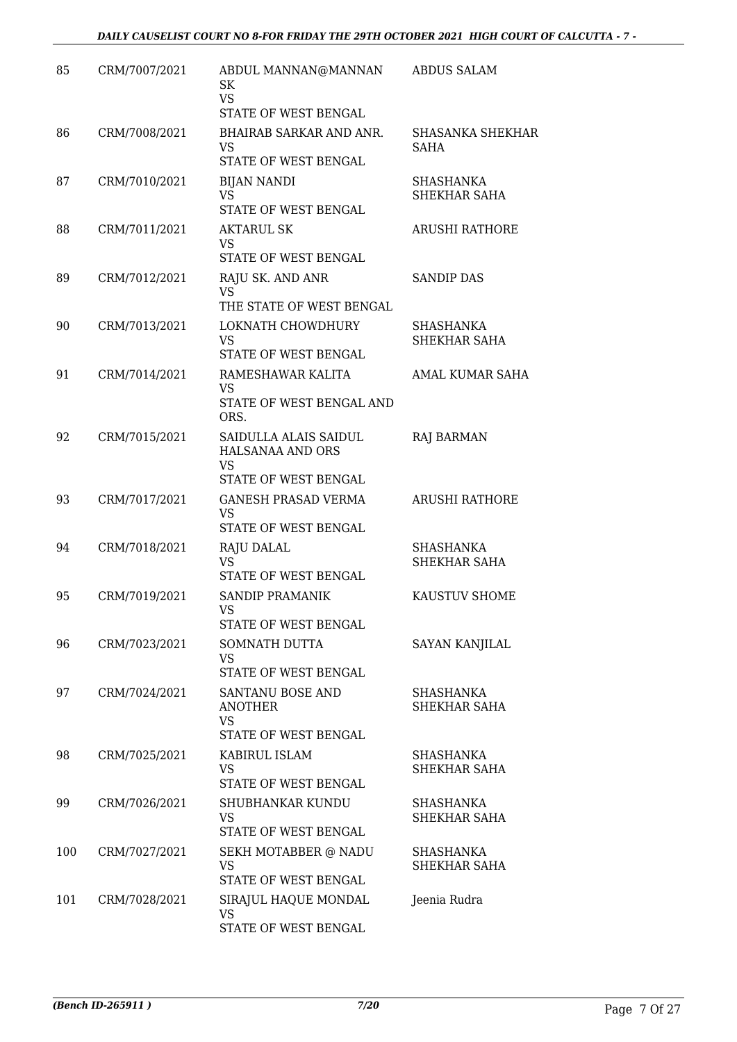| 85 | CRM/7007/2021 | ABDUL MANNAN@MANNAN SK<br>VS<br>STATE OF WEST BENGAL | ABDUS SALAM |
|---|---|---|---|
| 86 | CRM/7008/2021 | BHAIRAB SARKAR AND ANR.<br>VS<br>STATE OF WEST BENGAL | SHASANKA SHEKHAR SAHA |
| 87 | CRM/7010/2021 | BIJAN NANDI<br>VS<br>STATE OF WEST BENGAL | SHASHANKA SHEKHAR SAHA |
| 88 | CRM/7011/2021 | AKTARUL SK<br>VS<br>STATE OF WEST BENGAL | ARUSHI RATHORE |
| 89 | CRM/7012/2021 | RAJU SK. AND ANR<br>VS<br>THE STATE OF WEST BENGAL | SANDIP DAS |
| 90 | CRM/7013/2021 | LOKNATH CHOWDHURY<br>VS<br>STATE OF WEST BENGAL | SHASHANKA SHEKHAR SAHA |
| 91 | CRM/7014/2021 | RAMESHAWAR KALITA<br>VS<br>STATE OF WEST BENGAL AND ORS. | AMAL KUMAR SAHA |
| 92 | CRM/7015/2021 | SAIDULLA ALAIS SAIDUL HALSANAA AND ORS<br>VS<br>STATE OF WEST BENGAL | RAJ BARMAN |
| 93 | CRM/7017/2021 | GANESH PRASAD VERMA<br>VS<br>STATE OF WEST BENGAL | ARUSHI RATHORE |
| 94 | CRM/7018/2021 | RAJU DALAL<br>VS<br>STATE OF WEST BENGAL | SHASHANKA SHEKHAR SAHA |
| 95 | CRM/7019/2021 | SANDIP PRAMANIK<br>VS<br>STATE OF WEST BENGAL | KAUSTUV SHOME |
| 96 | CRM/7023/2021 | SOMNATH DUTTA<br>VS<br>STATE OF WEST BENGAL | SAYAN KANJILAL |
| 97 | CRM/7024/2021 | SANTANU BOSE AND ANOTHER<br>VS<br>STATE OF WEST BENGAL | SHASHANKA SHEKHAR SAHA |
| 98 | CRM/7025/2021 | KABIRUL ISLAM<br>VS<br>STATE OF WEST BENGAL | SHASHANKA SHEKHAR SAHA |
| 99 | CRM/7026/2021 | SHUBHANKAR KUNDU<br>VS<br>STATE OF WEST BENGAL | SHASHANKA SHEKHAR SAHA |
| 100 | CRM/7027/2021 | SEKH MOTABBER @ NADU<br>VS<br>STATE OF WEST BENGAL | SHASHANKA SHEKHAR SAHA |
| 101 | CRM/7028/2021 | SIRAJUL HAQUE MONDAL<br>VS<br>STATE OF WEST BENGAL | Jeenia Rudra |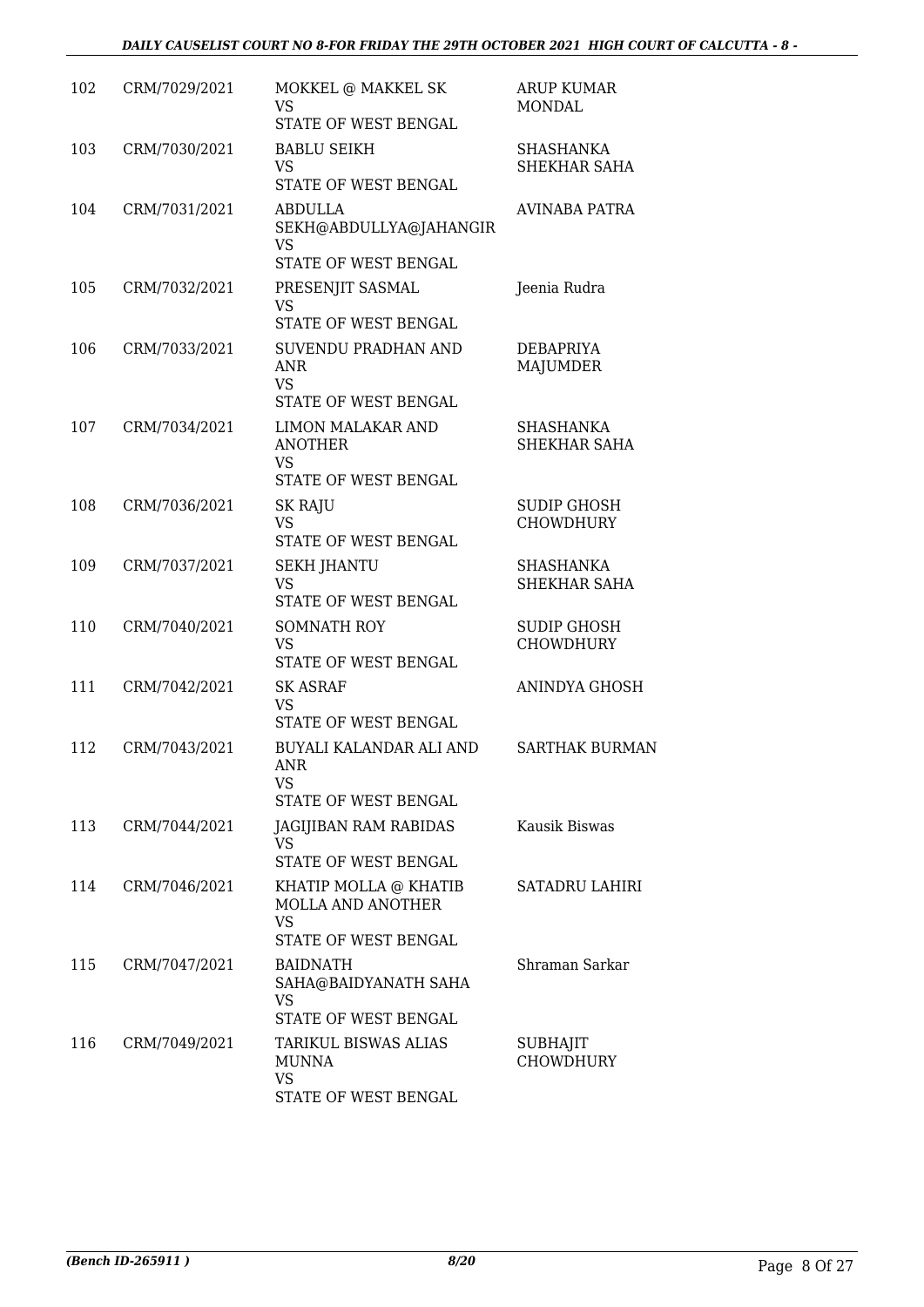| 102 | CRM/7029/2021 | MOKKEL @ MAKKEL SK<br>VS<br>STATE OF WEST BENGAL | ARUP KUMAR MONDAL |
|---|---|---|---|
| 103 | CRM/7030/2021 | BABLU SEIKH<br>VS<br>STATE OF WEST BENGAL | SHASHANKA SHEKHAR SAHA |
| 104 | CRM/7031/2021 | ABDULLA SEKH@ABDULLYA@JAHANGIR<br>VS<br>STATE OF WEST BENGAL | AVINABA PATRA |
| 105 | CRM/7032/2021 | PRESENJIT SASMAL<br>VS<br>STATE OF WEST BENGAL | Jeenia Rudra |
| 106 | CRM/7033/2021 | SUVENDU PRADHAN AND ANR<br>VS<br>STATE OF WEST BENGAL | DEBAPRIYA MAJUMDER |
| 107 | CRM/7034/2021 | LIMON MALAKAR AND ANOTHER<br>VS<br>STATE OF WEST BENGAL | SHASHANKA SHEKHAR SAHA |
| 108 | CRM/7036/2021 | SK RAJU<br>VS<br>STATE OF WEST BENGAL | SUDIP GHOSH CHOWDHURY |
| 109 | CRM/7037/2021 | SEKH JHANTU<br>VS<br>STATE OF WEST BENGAL | SHASHANKA SHEKHAR SAHA |
| 110 | CRM/7040/2021 | SOMNATH ROY<br>VS<br>STATE OF WEST BENGAL | SUDIP GHOSH CHOWDHURY |
| 111 | CRM/7042/2021 | SK ASRAF<br>VS<br>STATE OF WEST BENGAL | ANINDYA GHOSH |
| 112 | CRM/7043/2021 | BUYALI KALANDAR ALI AND ANR<br>VS<br>STATE OF WEST BENGAL | SARTHAK BURMAN |
| 113 | CRM/7044/2021 | JAGIJIBAN RAM RABIDAS<br>VS<br>STATE OF WEST BENGAL | Kausik Biswas |
| 114 | CRM/7046/2021 | KHATIP MOLLA @ KHATIB MOLLA AND ANOTHER<br>VS<br>STATE OF WEST BENGAL | SATADRU LAHIRI |
| 115 | CRM/7047/2021 | BAIDNATH SAHA@BAIDYANATH SAHA<br>VS<br>STATE OF WEST BENGAL | Shraman Sarkar |
| 116 | CRM/7049/2021 | TARIKUL BISWAS ALIAS MUNNA<br>VS<br>STATE OF WEST BENGAL | SUBHAJIT CHOWDHURY |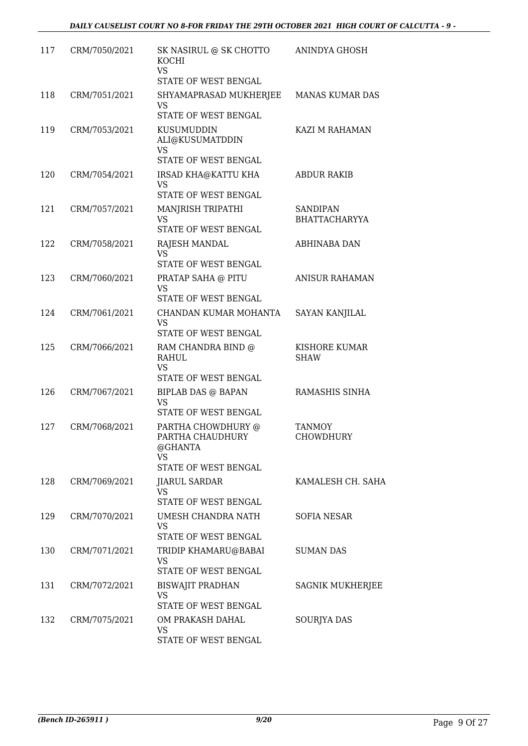| 117 | CRM/7050/2021 | SK NASIRUL @ SK CHOTTO KOCHI<br>VS<br>STATE OF WEST BENGAL | ANINDYA GHOSH |
|---|---|---|---|
| 118 | CRM/7051/2021 | SHYAMAPRASAD MUKHERJEE<br>VS<br>STATE OF WEST BENGAL | MANAS KUMAR DAS |
| 119 | CRM/7053/2021 | KUSUMUDDIN ALI@KUSUMATDDIN<br>VS<br>STATE OF WEST BENGAL | KAZI M RAHAMAN |
| 120 | CRM/7054/2021 | IRSAD KHA@KATTU KHA<br>VS<br>STATE OF WEST BENGAL | ABDUR RAKIB |
| 121 | CRM/7057/2021 | MANJRISH TRIPATHI<br>VS<br>STATE OF WEST BENGAL | SANDIPAN BHATTACHARYYA |
| 122 | CRM/7058/2021 | RAJESH MANDAL<br>VS<br>STATE OF WEST BENGAL | ABHINABA DAN |
| 123 | CRM/7060/2021 | PRATAP SAHA @ PITU<br>VS<br>STATE OF WEST BENGAL | ANISUR RAHAMAN |
| 124 | CRM/7061/2021 | CHANDAN KUMAR MOHANTA<br>VS<br>STATE OF WEST BENGAL | SAYAN KANJILAL |
| 125 | CRM/7066/2021 | RAM CHANDRA BIND @ RAHUL<br>VS<br>STATE OF WEST BENGAL | KISHORE KUMAR SHAW |
| 126 | CRM/7067/2021 | BIPLAB DAS @ BAPAN<br>VS<br>STATE OF WEST BENGAL | RAMASHIS SINHA |
| 127 | CRM/7068/2021 | PARTHA CHOWDHURY @ PARTHA CHAUDHURY @GHANTA<br>VS<br>STATE OF WEST BENGAL | TANMOY CHOWDHURY |
| 128 | CRM/7069/2021 | JIARUL SARDAR<br>VS<br>STATE OF WEST BENGAL | KAMALESH CH. SAHA |
| 129 | CRM/7070/2021 | UMESH CHANDRA NATH<br>VS<br>STATE OF WEST BENGAL | SOFIA NESAR |
| 130 | CRM/7071/2021 | TRIDIP KHAMARU@BABAI<br>VS<br>STATE OF WEST BENGAL | SUMAN DAS |
| 131 | CRM/7072/2021 | BISWAJIT PRADHAN<br>VS<br>STATE OF WEST BENGAL | SAGNIK MUKHERJEE |
| 132 | CRM/7075/2021 | OM PRAKASH DAHAL<br>VS<br>STATE OF WEST BENGAL | SOURJYA DAS |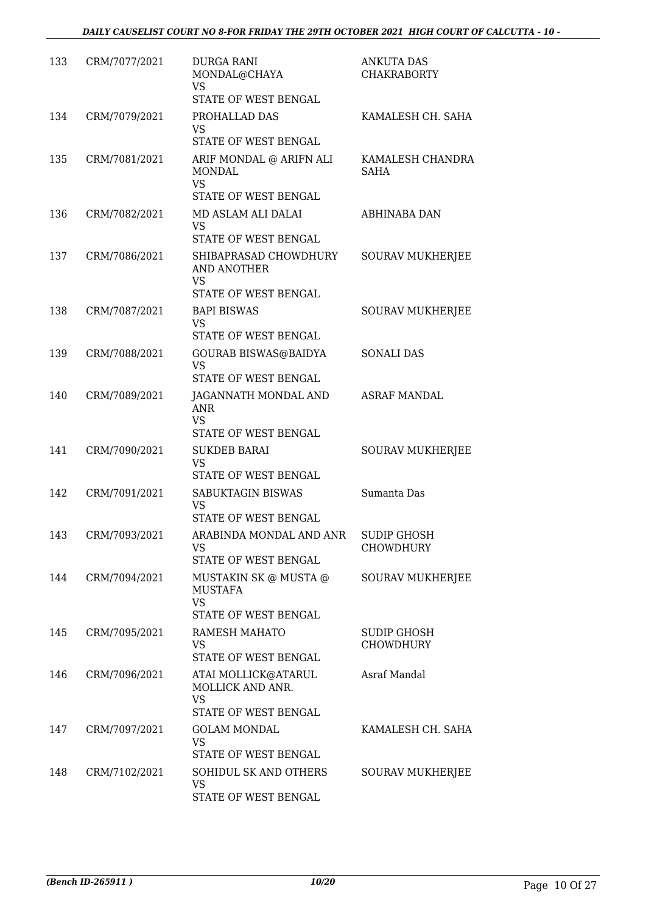| 133 | CRM/7077/2021 | DURGA RANI MONDAL@CHAYA VS STATE OF WEST BENGAL | ANKUTA DAS CHAKRABORTY |
|---|---|---|---|
| 134 | CRM/7079/2021 | PROHALLAD DAS VS STATE OF WEST BENGAL | KAMALESH CH. SAHA |
| 135 | CRM/7081/2021 | ARIF MONDAL @ ARIFN ALI MONDAL VS STATE OF WEST BENGAL | KAMALESH CHANDRA SAHA |
| 136 | CRM/7082/2021 | MD ASLAM ALI DALAI VS STATE OF WEST BENGAL | ABHINABA DAN |
| 137 | CRM/7086/2021 | SHIBAPRASAD CHOWDHURY AND ANOTHER VS STATE OF WEST BENGAL | SOURAV MUKHERJEE |
| 138 | CRM/7087/2021 | BAPI BISWAS VS STATE OF WEST BENGAL | SOURAV MUKHERJEE |
| 139 | CRM/7088/2021 | GOURAB BISWAS@BAIDYA VS STATE OF WEST BENGAL | SONALI DAS |
| 140 | CRM/7089/2021 | JAGANNATH MONDAL AND ANR VS STATE OF WEST BENGAL | ASRAF MANDAL |
| 141 | CRM/7090/2021 | SUKDEB BARAI VS STATE OF WEST BENGAL | SOURAV MUKHERJEE |
| 142 | CRM/7091/2021 | SABUKTAGIN BISWAS VS STATE OF WEST BENGAL | Sumanta Das |
| 143 | CRM/7093/2021 | ARABINDA MONDAL AND ANR VS STATE OF WEST BENGAL | SUDIP GHOSH CHOWDHURY |
| 144 | CRM/7094/2021 | MUSTAKIN SK @ MUSTA @ MUSTAFA VS STATE OF WEST BENGAL | SOURAV MUKHERJEE |
| 145 | CRM/7095/2021 | RAMESH MAHATO VS STATE OF WEST BENGAL | SUDIP GHOSH CHOWDHURY |
| 146 | CRM/7096/2021 | ATAI MOLLICK@ATARUL MOLLICK AND ANR. VS STATE OF WEST BENGAL | Asraf Mandal |
| 147 | CRM/7097/2021 | GOLAM MONDAL VS STATE OF WEST BENGAL | KAMALESH CH. SAHA |
| 148 | CRM/7102/2021 | SOHIDUL SK AND OTHERS VS STATE OF WEST BENGAL | SOURAV MUKHERJEE |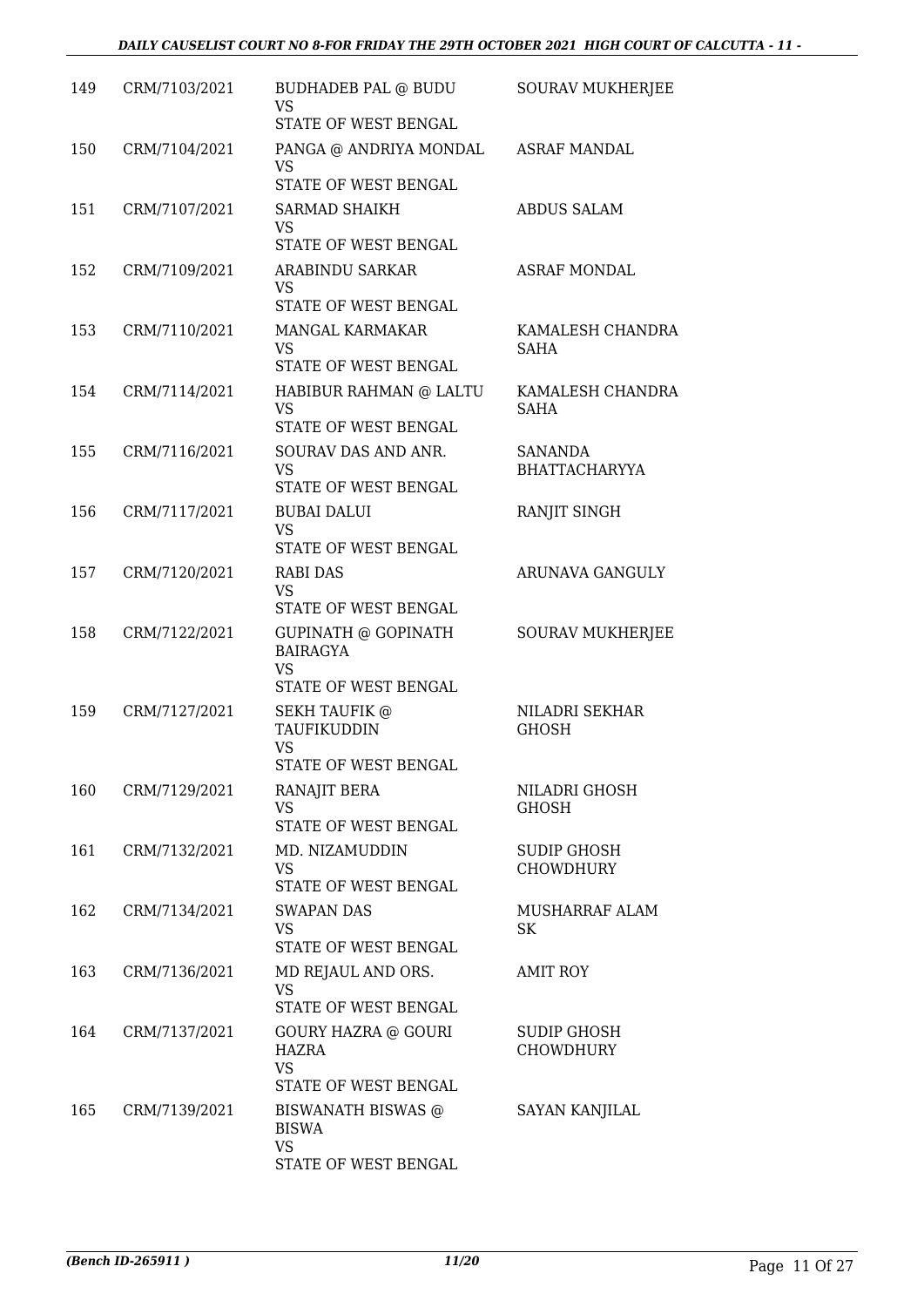| 149 | CRM/7103/2021 | BUDHADEB PAL @ BUDU<br>VS<br>STATE OF WEST BENGAL | SOURAV MUKHERJEE |
|---|---|---|---|
| 150 | CRM/7104/2021 | PANGA @ ANDRIYA MONDAL<br>VS<br>STATE OF WEST BENGAL | ASRAF MANDAL |
| 151 | CRM/7107/2021 | SARMAD SHAIKH<br>VS<br>STATE OF WEST BENGAL | ABDUS SALAM |
| 152 | CRM/7109/2021 | ARABINDU SARKAR<br>VS<br>STATE OF WEST BENGAL | ASRAF MONDAL |
| 153 | CRM/7110/2021 | MANGAL KARMAKAR<br>VS<br>STATE OF WEST BENGAL | KAMALESH CHANDRA SAHA |
| 154 | CRM/7114/2021 | HABIBUR RAHMAN @ LALTU<br>VS<br>STATE OF WEST BENGAL | KAMALESH CHANDRA SAHA |
| 155 | CRM/7116/2021 | SOURAV DAS AND ANR.<br>VS<br>STATE OF WEST BENGAL | SANANDA BHATTACHARYYA |
| 156 | CRM/7117/2021 | BUBAI DALUI<br>VS<br>STATE OF WEST BENGAL | RANJIT SINGH |
| 157 | CRM/7120/2021 | RABI DAS<br>VS<br>STATE OF WEST BENGAL | ARUNAVA GANGULY |
| 158 | CRM/7122/2021 | GUPINATH @ GOPINATH BAIRAGYA<br>VS<br>STATE OF WEST BENGAL | SOURAV MUKHERJEE |
| 159 | CRM/7127/2021 | SEKH TAUFIK @ TAUFIKUDDIN<br>VS<br>STATE OF WEST BENGAL | NILADRI SEKHAR GHOSH |
| 160 | CRM/7129/2021 | RANAJIT BERA<br>VS<br>STATE OF WEST BENGAL | NILADRI GHOSH GHOSH |
| 161 | CRM/7132/2021 | MD. NIZAMUDDIN<br>VS<br>STATE OF WEST BENGAL | SUDIP GHOSH CHOWDHURY |
| 162 | CRM/7134/2021 | SWAPAN DAS<br>VS<br>STATE OF WEST BENGAL | MUSHARRAF ALAM SK |
| 163 | CRM/7136/2021 | MD REJAUL AND ORS.<br>VS<br>STATE OF WEST BENGAL | AMIT ROY |
| 164 | CRM/7137/2021 | GOURY HAZRA @ GOURI HAZRA<br>VS<br>STATE OF WEST BENGAL | SUDIP GHOSH CHOWDHURY |
| 165 | CRM/7139/2021 | BISWANATH BISWAS @ BISWA<br>VS<br>STATE OF WEST BENGAL | SAYAN KANJILAL |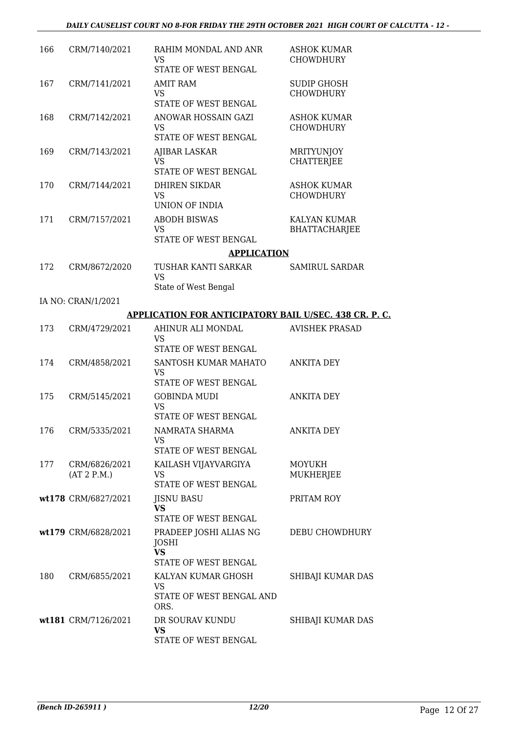| 166 | CRM/7140/2021 | RAHIM MONDAL AND ANR<br>VS<br>STATE OF WEST BENGAL | ASHOK KUMAR CHOWDHURY |
|---|---|---|---|
| 167 | CRM/7141/2021 | AMIT RAM<br>VS<br>STATE OF WEST BENGAL | SUDIP GHOSH CHOWDHURY |
| 168 | CRM/7142/2021 | ANOWAR HOSSAIN GAZI<br>VS<br>STATE OF WEST BENGAL | ASHOK KUMAR CHOWDHURY |
| 169 | CRM/7143/2021 | AJIBAR LASKAR<br>VS<br>STATE OF WEST BENGAL | MRITYUNJOY CHATTERJEE |
| 170 | CRM/7144/2021 | DHIREN SIKDAR<br>VS<br>UNION OF INDIA | ASHOK KUMAR CHOWDHURY |
| 171 | CRM/7157/2021 | ABODH BISWAS<br>VS<br>STATE OF WEST BENGAL | KALYAN KUMAR BHATTACHARJEE |

**APPLICATION**

| 172 | CRM/8672/2020 | TUSHAR KANTI SARKAR<br>VS<br>State of West Bengal | SAMIRUL SARDAR |
|---|---|---|---|

IA NO: CRAN/1/2021

**APPLICATION FOR ANTICIPATORY BAIL U/SEC. 438 CR. P. C.**

| 173 | CRM/4729/2021 | AHINUR ALI MONDAL<br>VS<br>STATE OF WEST BENGAL | AVISHEK PRASAD |
|---|---|---|---|
| 174 | CRM/4858/2021 | SANTOSH KUMAR MAHATO<br>VS<br>STATE OF WEST BENGAL | ANKITA DEY |
| 175 | CRM/5145/2021 | GOBINDA MUDI<br>VS<br>STATE OF WEST BENGAL | ANKITA DEY |
| 176 | CRM/5335/2021 | NAMRATA SHARMA<br>VS<br>STATE OF WEST BENGAL | ANKITA DEY |
| 177 | CRM/6826/2021<br>(AT 2 P.M.) | KAILASH VIJAYVARGIYA<br>VS<br>STATE OF WEST BENGAL | MOYUKH MUKHERJEE |
| wt178 | CRM/6827/2021 | JISNU BASU<br>**VS**<br>STATE OF WEST BENGAL | PRITAM ROY |
| wt179 | CRM/6828/2021 | PRADEEP JOSHI ALIAS NG JOSHI<br>**VS**<br>STATE OF WEST BENGAL | DEBU CHOWDHURY |
| 180 | CRM/6855/2021 | KALYAN KUMAR GHOSH<br>VS<br>STATE OF WEST BENGAL AND ORS. | SHIBAJI KUMAR DAS |
| wt181 | CRM/7126/2021 | DR SOURAV KUNDU<br>**VS**<br>STATE OF WEST BENGAL | SHIBAJI KUMAR DAS |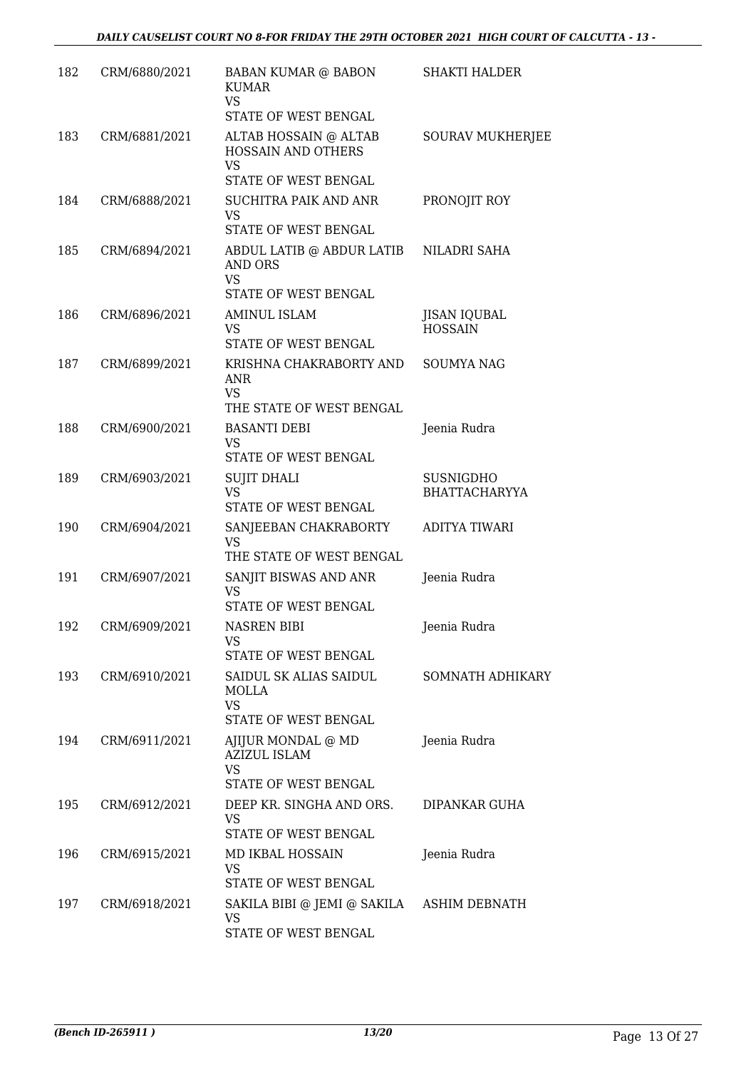| | | | |
|---|---|---|---|
| 182 | CRM/6880/2021 | BABAN KUMAR @ BABON KUMAR<br>VS<br>STATE OF WEST BENGAL | SHAKTI HALDER |
| 183 | CRM/6881/2021 | ALTAB HOSSAIN @ ALTAB HOSSAIN AND OTHERS<br>VS<br>STATE OF WEST BENGAL | SOURAV MUKHERJEE |
| 184 | CRM/6888/2021 | SUCHITRA PAIK AND ANR<br>VS<br>STATE OF WEST BENGAL | PRONOJIT ROY |
| 185 | CRM/6894/2021 | ABDUL LATIB @ ABDUR LATIB AND ORS<br>VS<br>STATE OF WEST BENGAL | NILADRI SAHA |
| 186 | CRM/6896/2021 | AMINUL ISLAM<br>VS<br>STATE OF WEST BENGAL | JISAN IQUBAL HOSSAIN |
| 187 | CRM/6899/2021 | KRISHNA CHAKRABORTY AND ANR<br>VS<br>THE STATE OF WEST BENGAL | SOUMYA NAG |
| 188 | CRM/6900/2021 | BASANTI DEBI<br>VS<br>STATE OF WEST BENGAL | Jeenia Rudra |
| 189 | CRM/6903/2021 | SUJIT DHALI<br>VS<br>STATE OF WEST BENGAL | SUSNIGDHO BHATTACHARYYA |
| 190 | CRM/6904/2021 | SANJEEBAN CHAKRABORTY<br>VS<br>THE STATE OF WEST BENGAL | ADITYA TIWARI |
| 191 | CRM/6907/2021 | SANJIT BISWAS AND ANR<br>VS<br>STATE OF WEST BENGAL | Jeenia Rudra |
| 192 | CRM/6909/2021 | NASREN BIBI<br>VS<br>STATE OF WEST BENGAL | Jeenia Rudra |
| 193 | CRM/6910/2021 | SAIDUL SK ALIAS SAIDUL MOLLA<br>VS<br>STATE OF WEST BENGAL | SOMNATH ADHIKARY |
| 194 | CRM/6911/2021 | AJIJUR MONDAL @ MD AZIZUL ISLAM<br>VS<br>STATE OF WEST BENGAL | Jeenia Rudra |
| 195 | CRM/6912/2021 | DEEP KR. SINGHA AND ORS.<br>VS<br>STATE OF WEST BENGAL | DIPANKAR GUHA |
| 196 | CRM/6915/2021 | MD IKBAL HOSSAIN<br>VS<br>STATE OF WEST BENGAL | Jeenia Rudra |
| 197 | CRM/6918/2021 | SAKILA BIBI @ JEMI @ SAKILA<br>VS<br>STATE OF WEST BENGAL | ASHIM DEBNATH |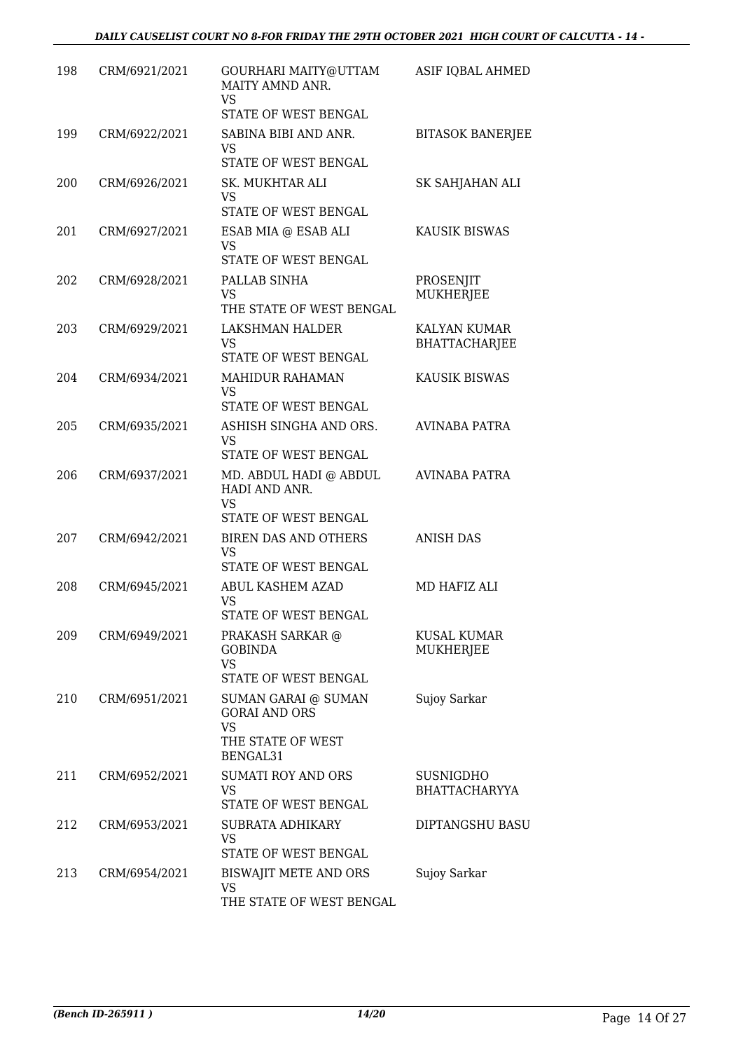| 198 | CRM/6921/2021 | GOURHARI MAITY@UTTAM MAITY AMND ANR.<br>VS<br>STATE OF WEST BENGAL | ASIF IQBAL AHMED |
|---|---|---|---|
| 199 | CRM/6922/2021 | SABINA BIBI AND ANR.<br>VS<br>STATE OF WEST BENGAL | BITASOK BANERJEE |
| 200 | CRM/6926/2021 | SK. MUKHTAR ALI<br>VS<br>STATE OF WEST BENGAL | SK SAHJAHAN ALI |
| 201 | CRM/6927/2021 | ESAB MIA @ ESAB ALI<br>VS<br>STATE OF WEST BENGAL | KAUSIK BISWAS |
| 202 | CRM/6928/2021 | PALLAB SINHA<br>VS<br>THE STATE OF WEST BENGAL | PROSENJIT MUKHERJEE |
| 203 | CRM/6929/2021 | LAKSHMAN HALDER<br>VS<br>STATE OF WEST BENGAL | KALYAN KUMAR BHATTACHARJEE |
| 204 | CRM/6934/2021 | MAHIDUR RAHAMAN<br>VS<br>STATE OF WEST BENGAL | KAUSIK BISWAS |
| 205 | CRM/6935/2021 | ASHISH SINGHA AND ORS.<br>VS<br>STATE OF WEST BENGAL | AVINABA PATRA |
| 206 | CRM/6937/2021 | MD. ABDUL HADI @ ABDUL HADI AND ANR.<br>VS<br>STATE OF WEST BENGAL | AVINABA PATRA |
| 207 | CRM/6942/2021 | BIREN DAS AND OTHERS<br>VS<br>STATE OF WEST BENGAL | ANISH DAS |
| 208 | CRM/6945/2021 | ABUL KASHEM AZAD<br>VS<br>STATE OF WEST BENGAL | MD HAFIZ ALI |
| 209 | CRM/6949/2021 | PRAKASH SARKAR @ GOBINDA<br>VS<br>STATE OF WEST BENGAL | KUSAL KUMAR MUKHERJEE |
| 210 | CRM/6951/2021 | SUMAN GARAI @ SUMAN GORAI AND ORS<br>VS<br>THE STATE OF WEST BENGAL31 | Sujoy Sarkar |
| 211 | CRM/6952/2021 | SUMATI ROY AND ORS<br>VS<br>STATE OF WEST BENGAL | SUSNIGDHO BHATTACHARYYA |
| 212 | CRM/6953/2021 | SUBRATA ADHIKARY<br>VS<br>STATE OF WEST BENGAL | DIPTANGSHU BASU |
| 213 | CRM/6954/2021 | BISWAJIT METE AND ORS<br>VS<br>THE STATE OF WEST BENGAL | Sujoy Sarkar |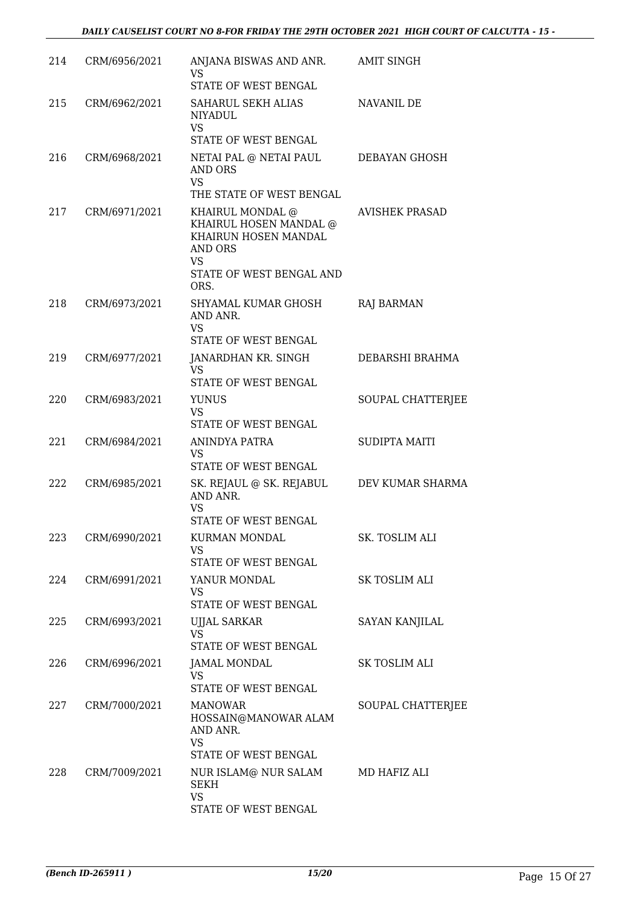| 214 | CRM/6956/2021 | ANJANA BISWAS AND ANR.<br>VS<br>STATE OF WEST BENGAL | AMIT SINGH |
|---|---|---|---|
| 215 | CRM/6962/2021 | SAHARUL SEKH ALIAS NIYADUL<br>VS<br>STATE OF WEST BENGAL | NAVANIL DE |
| 216 | CRM/6968/2021 | NETAI PAL @ NETAI PAUL AND ORS<br>VS<br>THE STATE OF WEST BENGAL | DEBAYAN GHOSH |
| 217 | CRM/6971/2021 | KHAIRUL MONDAL @ KHAIRUL HOSEN MANDAL @ KHAIRUN HOSEN MANDAL AND ORS<br>VS<br>STATE OF WEST BENGAL AND ORS. | AVISHEK PRASAD |
| 218 | CRM/6973/2021 | SHYAMAL KUMAR GHOSH AND ANR.<br>VS<br>STATE OF WEST BENGAL | RAJ BARMAN |
| 219 | CRM/6977/2021 | JANARDHAN KR. SINGH<br>VS<br>STATE OF WEST BENGAL | DEBARSHI BRAHMA |
| 220 | CRM/6983/2021 | YUNUS<br>VS<br>STATE OF WEST BENGAL | SOUPAL CHATTERJEE |
| 221 | CRM/6984/2021 | ANINDYA PATRA<br>VS<br>STATE OF WEST BENGAL | SUDIPTA MAITI |
| 222 | CRM/6985/2021 | SK. REJAUL @ SK. REJABUL AND ANR.<br>VS<br>STATE OF WEST BENGAL | DEV KUMAR SHARMA |
| 223 | CRM/6990/2021 | KURMAN MONDAL<br>VS<br>STATE OF WEST BENGAL | SK. TOSLIM ALI |
| 224 | CRM/6991/2021 | YANUR MONDAL<br>VS<br>STATE OF WEST BENGAL | SK TOSLIM ALI |
| 225 | CRM/6993/2021 | UJJAL SARKAR<br>VS<br>STATE OF WEST BENGAL | SAYAN KANJILAL |
| 226 | CRM/6996/2021 | JAMAL MONDAL<br>VS<br>STATE OF WEST BENGAL | SK TOSLIM ALI |
| 227 | CRM/7000/2021 | MANOWAR HOSSAIN@MANOWAR ALAM AND ANR.<br>VS<br>STATE OF WEST BENGAL | SOUPAL CHATTERJEE |
| 228 | CRM/7009/2021 | NUR ISLAM@ NUR SALAM SEKH<br>VS<br>STATE OF WEST BENGAL | MD HAFIZ ALI |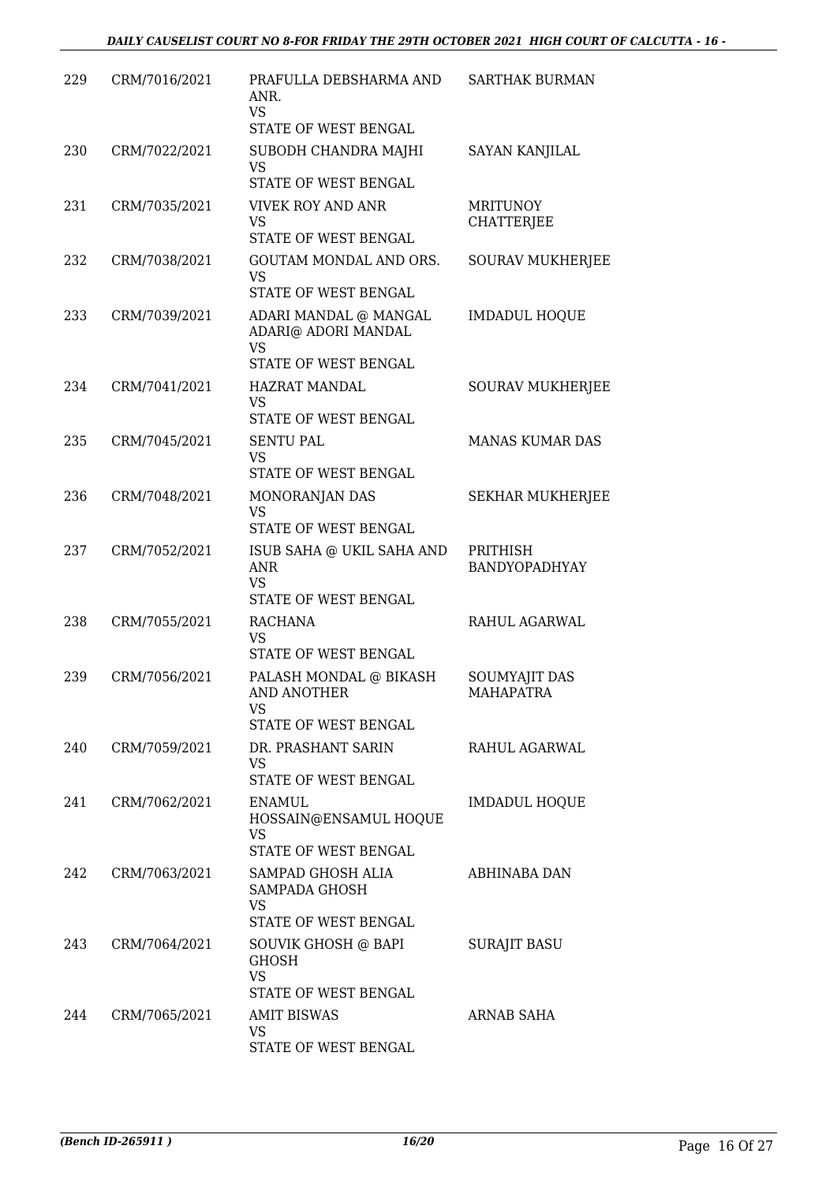| 229 | CRM/7016/2021 | PRAFULLA DEBSHARMA AND ANR. VS STATE OF WEST BENGAL | SARTHAK BURMAN |
|---|---|---|---|
| 230 | CRM/7022/2021 | SUBODH CHANDRA MAJHI VS STATE OF WEST BENGAL | SAYAN KANJILAL |
| 231 | CRM/7035/2021 | VIVEK ROY AND ANR VS STATE OF WEST BENGAL | MRITUNOY CHATTERJEE |
| 232 | CRM/7038/2021 | GOUTAM MONDAL AND ORS. VS STATE OF WEST BENGAL | SOURAV MUKHERJEE |
| 233 | CRM/7039/2021 | ADARI MANDAL @ MANGAL ADARI@ ADORI MANDAL VS STATE OF WEST BENGAL | IMDADUL HOQUE |
| 234 | CRM/7041/2021 | HAZRAT MANDAL VS STATE OF WEST BENGAL | SOURAV MUKHERJEE |
| 235 | CRM/7045/2021 | SENTU PAL VS STATE OF WEST BENGAL | MANAS KUMAR DAS |
| 236 | CRM/7048/2021 | MONORANJAN DAS VS STATE OF WEST BENGAL | SEKHAR MUKHERJEE |
| 237 | CRM/7052/2021 | ISUB SAHA @ UKIL SAHA AND ANR VS STATE OF WEST BENGAL | PRITHISH BANDYOPADHYAY |
| 238 | CRM/7055/2021 | RACHANA VS STATE OF WEST BENGAL | RAHUL AGARWAL |
| 239 | CRM/7056/2021 | PALASH MONDAL @ BIKASH AND ANOTHER VS STATE OF WEST BENGAL | SOUMYAJIT DAS MAHAPATRA |
| 240 | CRM/7059/2021 | DR. PRASHANT SARIN VS STATE OF WEST BENGAL | RAHUL AGARWAL |
| 241 | CRM/7062/2021 | ENAMUL HOSSAIN@ENSAMUL HOQUE VS STATE OF WEST BENGAL | IMDADUL HOQUE |
| 242 | CRM/7063/2021 | SAMPAD GHOSH ALIA SAMPADA GHOSH VS STATE OF WEST BENGAL | ABHINABA DAN |
| 243 | CRM/7064/2021 | SOUVIK GHOSH @ BAPI GHOSH VS STATE OF WEST BENGAL | SURAJIT BASU |
| 244 | CRM/7065/2021 | AMIT BISWAS VS STATE OF WEST BENGAL | ARNAB SAHA |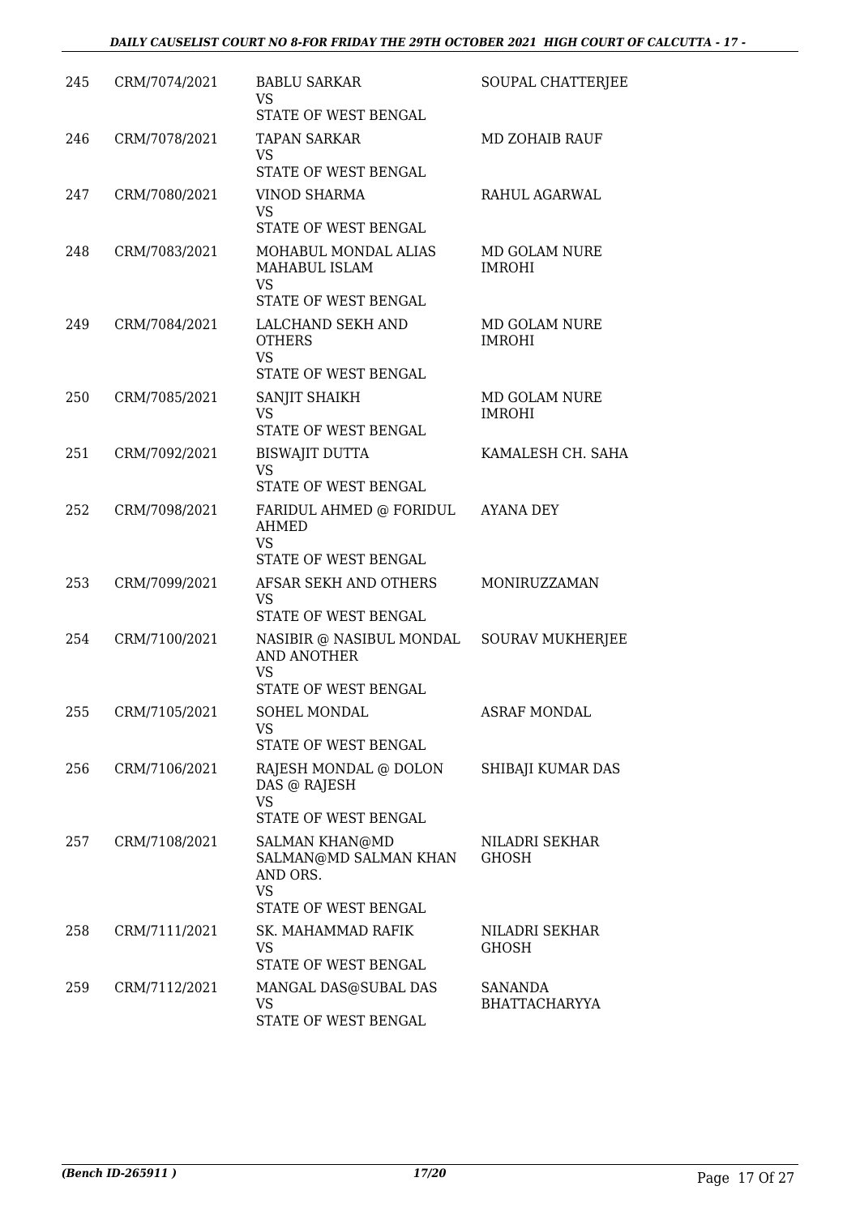| 245 | CRM/7074/2021 | BABLU SARKAR<br>VS<br>STATE OF WEST BENGAL | SOUPAL CHATTERJEE |
|---|---|---|---|
| 246 | CRM/7078/2021 | TAPAN SARKAR<br>VS<br>STATE OF WEST BENGAL | MD ZOHAIB RAUF |
| 247 | CRM/7080/2021 | VINOD SHARMA<br>VS<br>STATE OF WEST BENGAL | RAHUL AGARWAL |
| 248 | CRM/7083/2021 | MOHABUL MONDAL ALIAS MAHABUL ISLAM<br>VS<br>STATE OF WEST BENGAL | MD GOLAM NURE IMROHI |
| 249 | CRM/7084/2021 | LALCHAND SEKH AND OTHERS<br>VS<br>STATE OF WEST BENGAL | MD GOLAM NURE IMROHI |
| 250 | CRM/7085/2021 | SANJIT SHAIKH<br>VS<br>STATE OF WEST BENGAL | MD GOLAM NURE IMROHI |
| 251 | CRM/7092/2021 | BISWAJIT DUTTA<br>VS<br>STATE OF WEST BENGAL | KAMALESH CH. SAHA |
| 252 | CRM/7098/2021 | FARIDUL AHMED @ FORIDUL AHMED<br>VS<br>STATE OF WEST BENGAL | AYANA DEY |
| 253 | CRM/7099/2021 | AFSAR SEKH AND OTHERS<br>VS<br>STATE OF WEST BENGAL | MONIRUZZAMAN |
| 254 | CRM/7100/2021 | NASIBIR @ NASIBUL MONDAL AND ANOTHER<br>VS<br>STATE OF WEST BENGAL | SOURAV MUKHERJEE |
| 255 | CRM/7105/2021 | SOHEL MONDAL<br>VS<br>STATE OF WEST BENGAL | ASRAF MONDAL |
| 256 | CRM/7106/2021 | RAJESH MONDAL @ DOLON DAS @ RAJESH<br>VS<br>STATE OF WEST BENGAL | SHIBAJI KUMAR DAS |
| 257 | CRM/7108/2021 | SALMAN KHAN@MD SALMAN@MD SALMAN KHAN AND ORS.<br>VS<br>STATE OF WEST BENGAL | NILADRI SEKHAR GHOSH |
| 258 | CRM/7111/2021 | SK. MAHAMMAD RAFIK<br>VS<br>STATE OF WEST BENGAL | NILADRI SEKHAR GHOSH |
| 259 | CRM/7112/2021 | MANGAL DAS@SUBAL DAS<br>VS<br>STATE OF WEST BENGAL | SANANDA BHATTACHARYYA |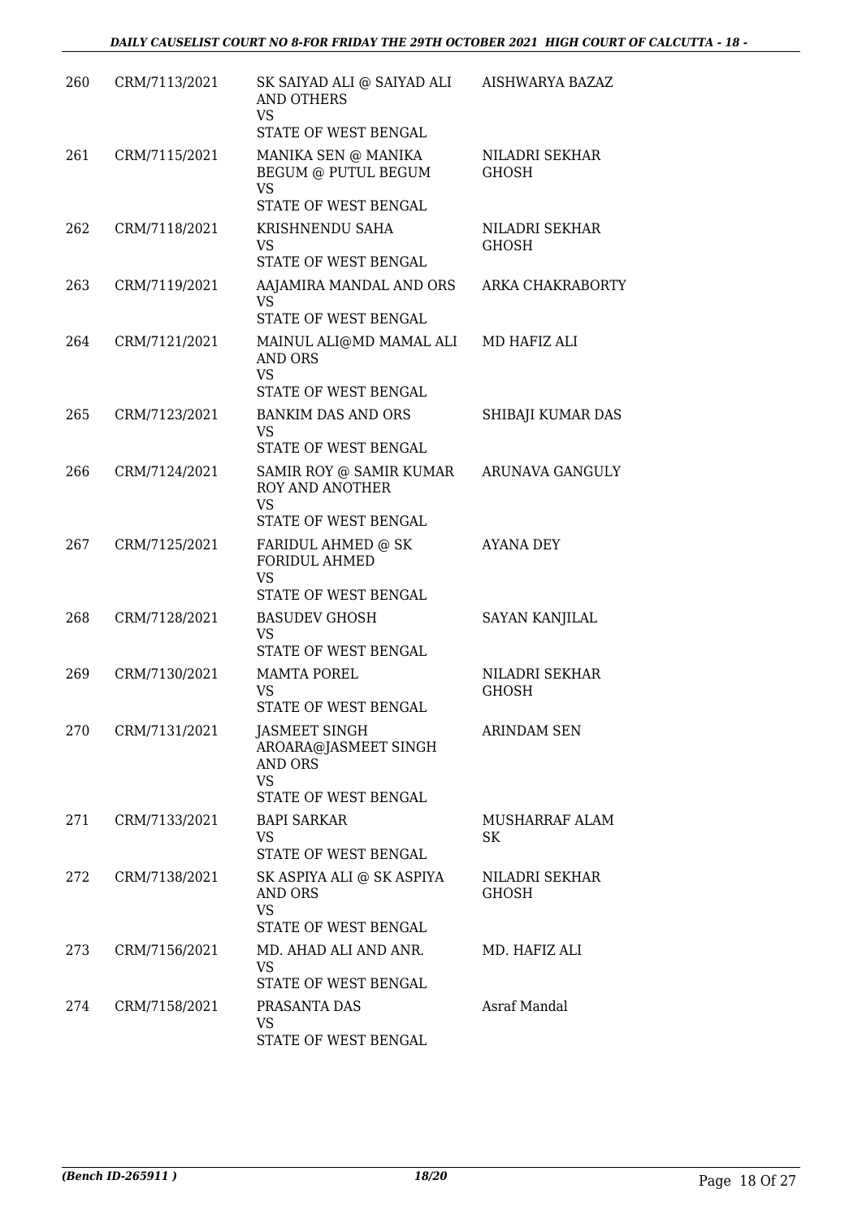| 260 | CRM/7113/2021 | SK SAIYAD ALI @ SAIYAD ALI AND OTHERS<br>VS<br>STATE OF WEST BENGAL | AISHWARYA BAZAZ |
|---|---|---|---|
| 261 | CRM/7115/2021 | MANIKA SEN @ MANIKA BEGUM @ PUTUL BEGUM<br>VS<br>STATE OF WEST BENGAL | NILADRI SEKHAR GHOSH |
| 262 | CRM/7118/2021 | KRISHNENDU SAHA<br>VS<br>STATE OF WEST BENGAL | NILADRI SEKHAR GHOSH |
| 263 | CRM/7119/2021 | AAJAMIRA MANDAL AND ORS<br>VS<br>STATE OF WEST BENGAL | ARKA CHAKRABORTY |
| 264 | CRM/7121/2021 | MAINUL ALI@MD MAMAL ALI AND ORS<br>VS<br>STATE OF WEST BENGAL | MD HAFIZ ALI |
| 265 | CRM/7123/2021 | BANKIM DAS AND ORS<br>VS<br>STATE OF WEST BENGAL | SHIBAJI KUMAR DAS |
| 266 | CRM/7124/2021 | SAMIR ROY @ SAMIR KUMAR ROY AND ANOTHER<br>VS<br>STATE OF WEST BENGAL | ARUNAVA GANGULY |
| 267 | CRM/7125/2021 | FARIDUL AHMED @ SK FORIDUL AHMED<br>VS<br>STATE OF WEST BENGAL | AYANA DEY |
| 268 | CRM/7128/2021 | BASUDEV GHOSH<br>VS<br>STATE OF WEST BENGAL | SAYAN KANJILAL |
| 269 | CRM/7130/2021 | MAMTA POREL<br>VS<br>STATE OF WEST BENGAL | NILADRI SEKHAR GHOSH |
| 270 | CRM/7131/2021 | JASMEET SINGH AROARA@JASMEET SINGH AND ORS<br>VS<br>STATE OF WEST BENGAL | ARINDAM SEN |
| 271 | CRM/7133/2021 | BAPI SARKAR<br>VS<br>STATE OF WEST BENGAL | MUSHARRAF ALAM SK |
| 272 | CRM/7138/2021 | SK ASPIYA ALI @ SK ASPIYA AND ORS<br>VS<br>STATE OF WEST BENGAL | NILADRI SEKHAR GHOSH |
| 273 | CRM/7156/2021 | MD. AHAD ALI AND ANR.<br>VS<br>STATE OF WEST BENGAL | MD. HAFIZ ALI |
| 274 | CRM/7158/2021 | PRASANTA DAS<br>VS<br>STATE OF WEST BENGAL | Asraf Mandal |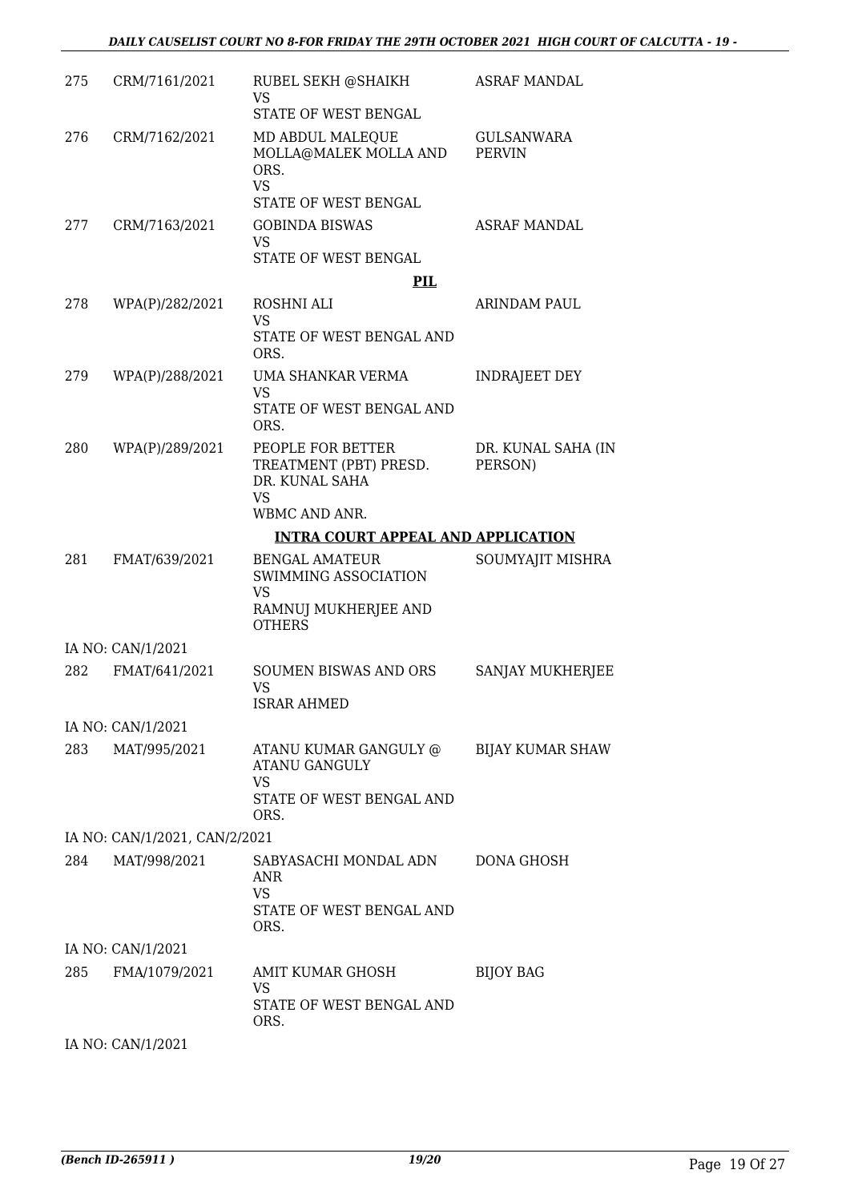| | | | |
|---|---|---|---|
| 275 | CRM/7161/2021 | RUBEL SEKH @SHAIKH<br>VS<br>STATE OF WEST BENGAL | ASRAF MANDAL |
| 276 | CRM/7162/2021 | MD ABDUL MALEQUE MOLLA@MALEK MOLLA AND ORS.<br>VS<br>STATE OF WEST BENGAL | GULSANWARA PERVIN |
| 277 | CRM/7163/2021 | GOBINDA BISWAS<br>VS<br>STATE OF WEST BENGAL | ASRAF MANDAL |

**PIL**

| | | | |
|---|---|---|---|
| 278 | WPA(P)/282/2021 | ROSHNI ALI<br>VS<br>STATE OF WEST BENGAL AND ORS. | ARINDAM PAUL |
| 279 | WPA(P)/288/2021 | UMA SHANKAR VERMA<br>VS<br>STATE OF WEST BENGAL AND ORS. | INDRAJEET DEY |
| 280 | WPA(P)/289/2021 | PEOPLE FOR BETTER TREATMENT (PBT) PRESD. DR. KUNAL SAHA<br>VS<br>WBMC AND ANR. | DR. KUNAL SAHA (IN PERSON) |

**INTRA COURT APPEAL AND APPLICATION**

| | | | |
|---|---|---|---|
| 281 | FMAT/639/2021 | BENGAL AMATEUR SWIMMING ASSOCIATION<br>VS<br>RAMNUJ MUKHERJEE AND OTHERS | SOUMYAJIT MISHRA |
| IA NO: CAN/1/2021 | | | |
| 282 | FMAT/641/2021 | SOUMEN BISWAS AND ORS<br>VS<br>ISRAR AHMED | SANJAY MUKHERJEE |
| IA NO: CAN/1/2021 | | | |
| 283 | MAT/995/2021 | ATANU KUMAR GANGULY @ ATANU GANGULY<br>VS<br>STATE OF WEST BENGAL AND ORS. | BIJAY KUMAR SHAW |
| IA NO: CAN/1/2021, CAN/2/2021 | | | |
| 284 | MAT/998/2021 | SABYASACHI MONDAL ADN ANR<br>VS<br>STATE OF WEST BENGAL AND ORS. | DONA GHOSH |
| IA NO: CAN/1/2021 | | | |
| 285 | FMA/1079/2021 | AMIT KUMAR GHOSH<br>VS<br>STATE OF WEST BENGAL AND ORS. | BIJOY BAG |
| IA NO: CAN/1/2021 | | | |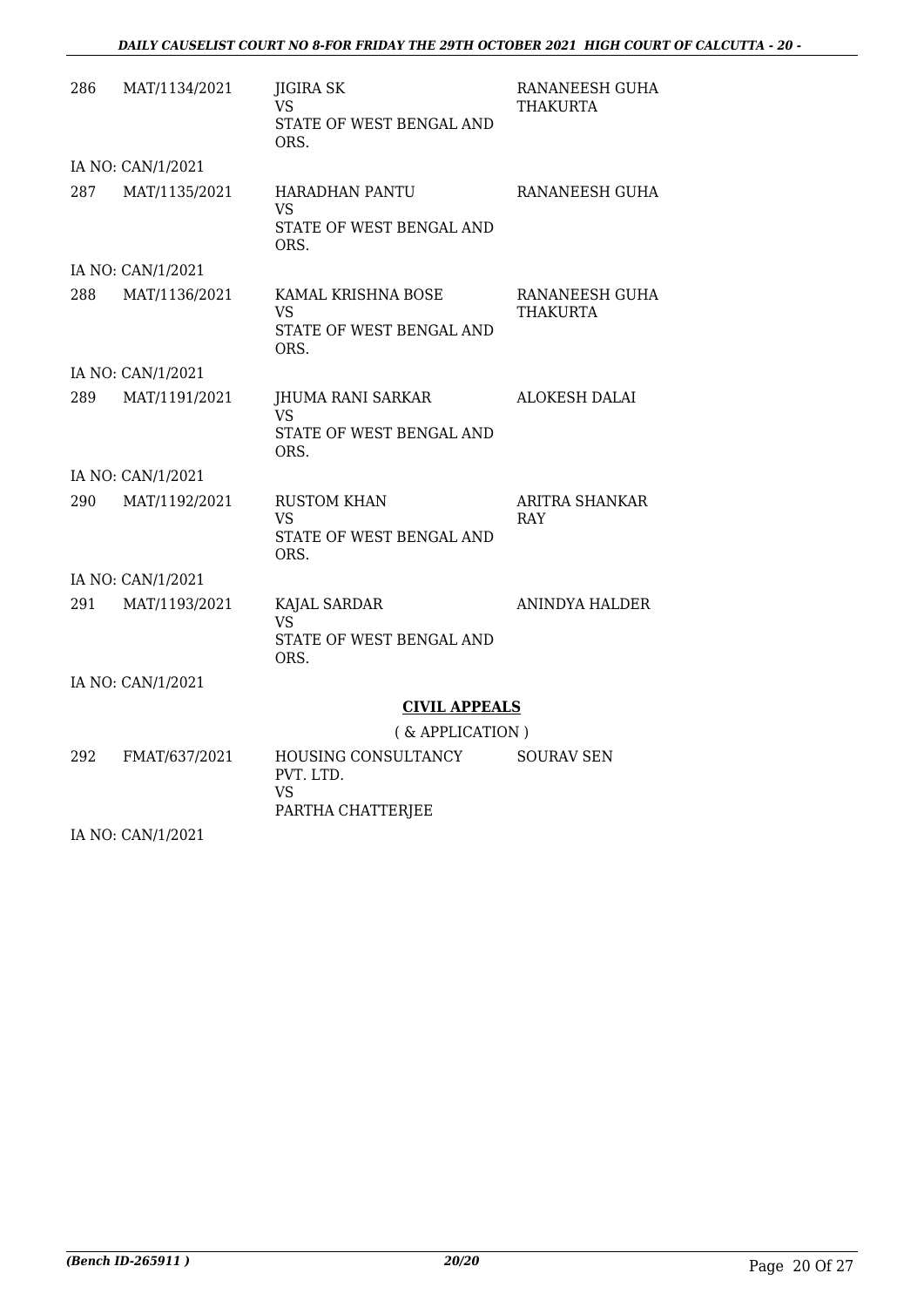| | | | |
|---|---|---|---|
| 286 | MAT/1134/2021 | JIGIRA SK<br>VS<br>STATE OF WEST BENGAL AND ORS. | RANANEESH GUHA THAKURTA |
| | IA NO: CAN/1/2021 | | |
| 287 | MAT/1135/2021 | HARADHAN PANTU<br>VS<br>STATE OF WEST BENGAL AND ORS. | RANANEESH GUHA |
| | IA NO: CAN/1/2021 | | |
| 288 | MAT/1136/2021 | KAMAL KRISHNA BOSE<br>VS<br>STATE OF WEST BENGAL AND ORS. | RANANEESH GUHA THAKURTA |
| | IA NO: CAN/1/2021 | | |
| 289 | MAT/1191/2021 | JHUMA RANI SARKAR<br>VS<br>STATE OF WEST BENGAL AND ORS. | ALOKESH DALAI |
| | IA NO: CAN/1/2021 | | |
| 290 | MAT/1192/2021 | RUSTOM KHAN<br>VS<br>STATE OF WEST BENGAL AND ORS. | ARITRA SHANKAR RAY |
| | IA NO: CAN/1/2021 | | |
| 291 | MAT/1193/2021 | KAJAL SARDAR<br>VS<br>STATE OF WEST BENGAL AND ORS. | ANINDYA HALDER |
| | IA NO: CAN/1/2021 | | |

## CIVIL APPEALS

( & APPLICATION )

| | | | |
|---|---|---|---|
| 292 | FMAT/637/2021 | HOUSING CONSULTANCY PVT. LTD.<br>VS<br>PARTHA CHATTERJEE | SOURAV SEN |
| | IA NO: CAN/1/2021 | | |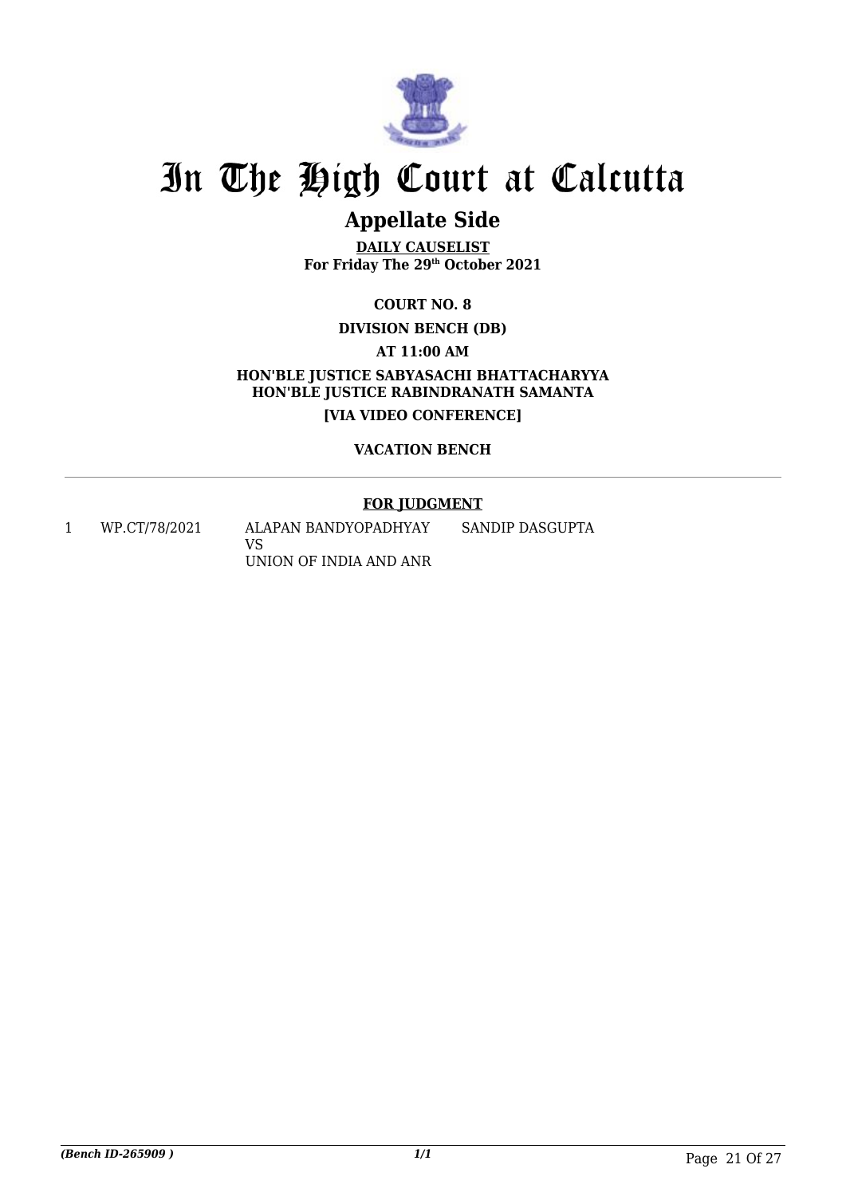# In The High Court at Calcutta

## Appellate Side

**DAILY CAUSELIST**
**For Friday The 29th October 2021**

**COURT NO. 8**

**DIVISION BENCH (DB)**

**AT 11:00 AM**

**HON'BLE JUSTICE SABYASACHI BHATTACHARYYA**
**HON'BLE JUSTICE RABINDRANATH SAMANTA**

**[VIA VIDEO CONFERENCE]**

**VACATION BENCH**

**FOR JUDGMENT**

| | | | |
|---|---|---|---|
| 1 | WP.CT/78/2021 | ALAPAN BANDYOPADHYAY VS UNION OF INDIA AND ANR | SANDIP DASGUPTA |

*(Bench ID-265909 )*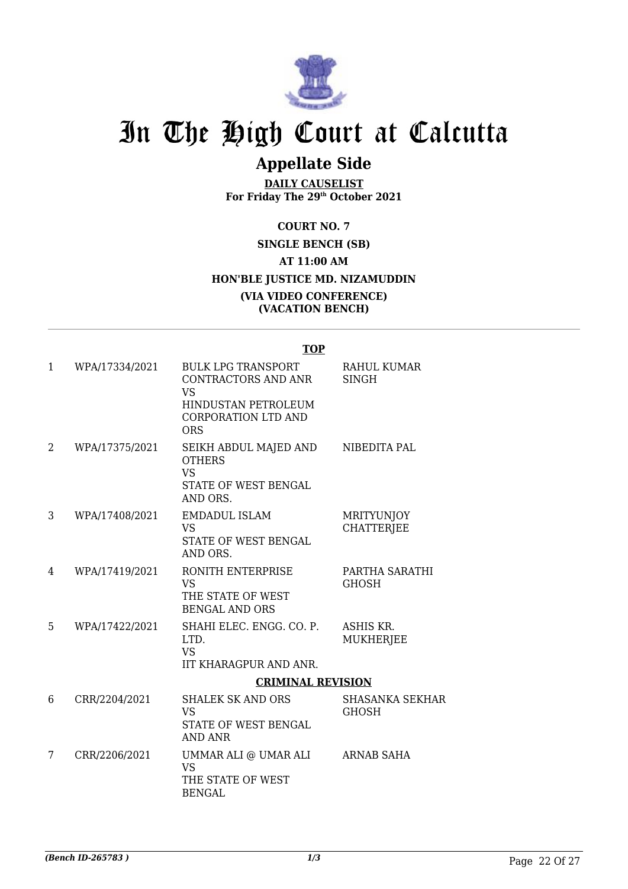# In The High Court at Calcutta

## Appellate Side

**DAILY CAUSELIST**
**For Friday The 29th October 2021**

**COURT NO. 7**

**SINGLE BENCH (SB)**

**AT 11:00 AM**

**HON'BLE JUSTICE MD. NIZAMUDDIN**

**(VIA VIDEO CONFERENCE)**
**(VACATION BENCH)**

---

**TOP**

| | | | |
|---|---|---|---|
| 1 | WPA/17334/2021 | BULK LPG TRANSPORT CONTRACTORS AND ANR VS HINDUSTAN PETROLEUM CORPORATION LTD AND ORS | RAHUL KUMAR SINGH |
| 2 | WPA/17375/2021 | SEIKH ABDUL MAJED AND OTHERS VS STATE OF WEST BENGAL AND ORS. | NIBEDITA PAL |
| 3 | WPA/17408/2021 | EMDADUL ISLAM VS STATE OF WEST BENGAL AND ORS. | MRITYUNJOY CHATTERJEE |
| 4 | WPA/17419/2021 | RONITH ENTERPRISE VS THE STATE OF WEST BENGAL AND ORS | PARTHA SARATHI GHOSH |
| 5 | WPA/17422/2021 | SHAHI ELEC. ENGG. CO. P. LTD. VS IIT KHARAGPUR AND ANR. | ASHIS KR. MUKHERJEE |

**CRIMINAL REVISION**

| | | | |
|---|---|---|---|
| 6 | CRR/2204/2021 | SHALEK SK AND ORS VS STATE OF WEST BENGAL AND ANR | SHASANKA SEKHAR GHOSH |
| 7 | CRR/2206/2021 | UMMAR ALI @ UMAR ALI VS THE STATE OF WEST BENGAL | ARNAB SAHA |

*(Bench ID-265783 )* 1/3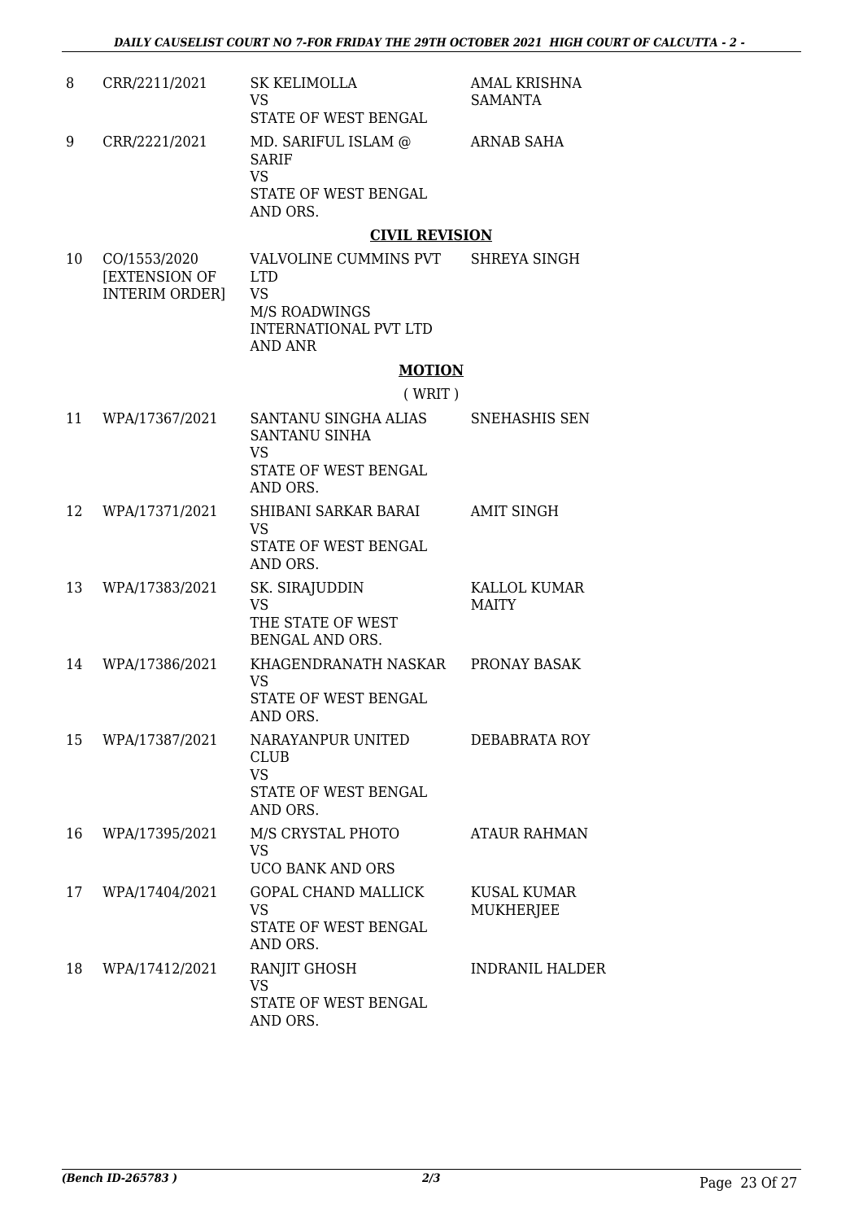| 8 | CRR/2211/2021 | SK KELIMOLLA<br>VS<br>STATE OF WEST BENGAL | AMAL KRISHNA SAMANTA |
|---|---|---|---|
| 9 | CRR/2221/2021 | MD. SARIFUL ISLAM @ SARIF<br>VS<br>STATE OF WEST BENGAL AND ORS. | ARNAB SAHA |

## CIVIL REVISION

| 10 | CO/1553/2020 [EXTENSION OF INTERIM ORDER] | VALVOLINE CUMMINS PVT LTD<br>VS<br>M/S ROADWINGS INTERNATIONAL PVT LTD AND ANR | SHREYA SINGH |
|---|---|---|---|

## MOTION

( WRIT )

| 11 | WPA/17367/2021 | SANTANU SINGHA ALIAS SANTANU SINHA<br>VS<br>STATE OF WEST BENGAL AND ORS. | SNEHASHIS SEN |
|---|---|---|---|
| 12 | WPA/17371/2021 | SHIBANI SARKAR BARAI<br>VS<br>STATE OF WEST BENGAL AND ORS. | AMIT SINGH |
| 13 | WPA/17383/2021 | SK. SIRAJUDDIN<br>VS<br>THE STATE OF WEST BENGAL AND ORS. | KALLOL KUMAR MAITY |
| 14 | WPA/17386/2021 | KHAGENDRANATH NASKAR<br>VS<br>STATE OF WEST BENGAL AND ORS. | PRONAY BASAK |
| 15 | WPA/17387/2021 | NARAYANPUR UNITED CLUB<br>VS<br>STATE OF WEST BENGAL AND ORS. | DEBABRATA ROY |
| 16 | WPA/17395/2021 | M/S CRYSTAL PHOTO<br>VS<br>UCO BANK AND ORS | ATAUR RAHMAN |
| 17 | WPA/17404/2021 | GOPAL CHAND MALLICK<br>VS<br>STATE OF WEST BENGAL AND ORS. | KUSAL KUMAR MUKHERJEE |
| 18 | WPA/17412/2021 | RANJIT GHOSH<br>VS<br>STATE OF WEST BENGAL AND ORS. | INDRANIL HALDER |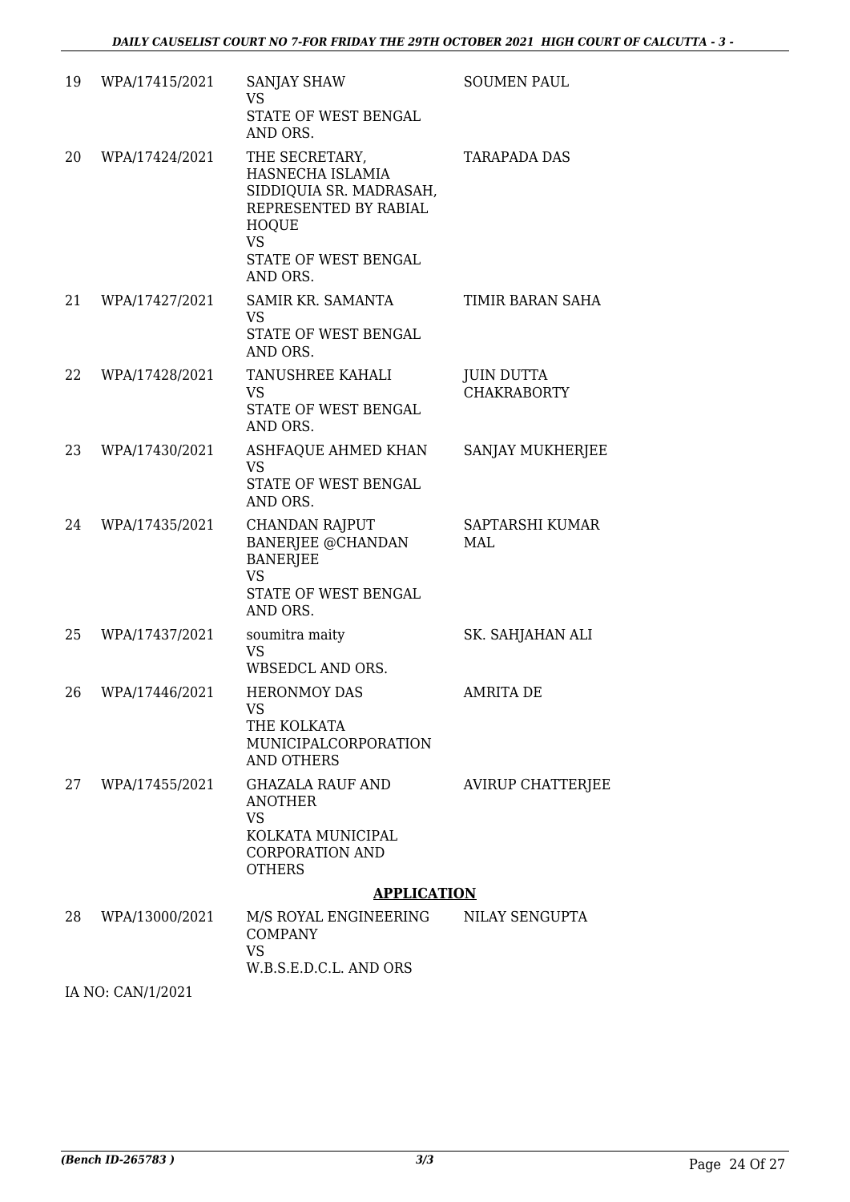| | | | |
|---|---|---|---|
| 19 | WPA/17415/2021 | SANJAY SHAW<br>VS<br>STATE OF WEST BENGAL AND ORS. | SOUMEN PAUL |
| 20 | WPA/17424/2021 | THE SECRETARY, HASNECHA ISLAMIA SIDDIQUIA SR. MADRASAH, REPRESENTED BY RABIAL HOQUE<br>VS<br>STATE OF WEST BENGAL AND ORS. | TARAPADA DAS |
| 21 | WPA/17427/2021 | SAMIR KR. SAMANTA<br>VS<br>STATE OF WEST BENGAL AND ORS. | TIMIR BARAN SAHA |
| 22 | WPA/17428/2021 | TANUSHREE KAHALI<br>VS<br>STATE OF WEST BENGAL AND ORS. | JUIN DUTTA CHAKRABORTY |
| 23 | WPA/17430/2021 | ASHFAQUE AHMED KHAN<br>VS<br>STATE OF WEST BENGAL AND ORS. | SANJAY MUKHERJEE |
| 24 | WPA/17435/2021 | CHANDAN RAJPUT BANERJEE @CHANDAN BANERJEE<br>VS<br>STATE OF WEST BENGAL AND ORS. | SAPTARSHI KUMAR MAL |
| 25 | WPA/17437/2021 | soumitra maity<br>VS<br>WBSEDCL AND ORS. | SK. SAHJAHAN ALI |
| 26 | WPA/17446/2021 | HERONMOY DAS<br>VS<br>THE KOLKATA MUNICIPALCORPORATION AND OTHERS | AMRITA DE |
| 27 | WPA/17455/2021 | GHAZALA RAUF AND ANOTHER<br>VS<br>KOLKATA MUNICIPAL CORPORATION AND OTHERS | AVIRUP CHATTERJEE |

## APPLICATION

| | | | |
|---|---|---|---|
| 28 | WPA/13000/2021 | M/S ROYAL ENGINEERING COMPANY<br>VS<br>W.B.S.E.D.C.L. AND ORS | NILAY SENGUPTA |

IA NO: CAN/1/2021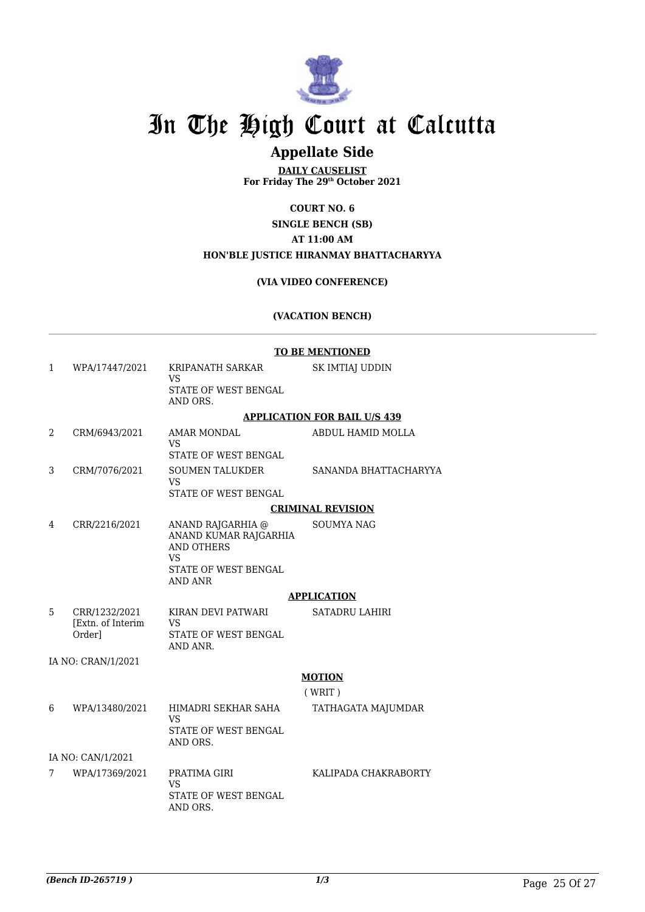# In The High Court at Calcutta

## Appellate Side

**DAILY CAUSELIST**
**For Friday The 29th October 2021**

**COURT NO. 6**
**SINGLE BENCH (SB)**
**AT 11:00 AM**
**HON'BLE JUSTICE HIRANMAY BHATTACHARYYA**

**(VIA VIDEO CONFERENCE)**

**(VACATION BENCH)**

**TO BE MENTIONED**

| | | | |
|---|---|---|---|
| 1 | WPA/17447/2021 | KRIPANATH SARKAR VS STATE OF WEST BENGAL AND ORS. | SK IMTIAJ UDDIN |

**APPLICATION FOR BAIL U/S 439**

| | | | |
|---|---|---|---|
| 2 | CRM/6943/2021 | AMAR MONDAL VS STATE OF WEST BENGAL | ABDUL HAMID MOLLA |
| 3 | CRM/7076/2021 | SOUMEN TALUKDER VS STATE OF WEST BENGAL | SANANDA BHATTACHARYYA |

**CRIMINAL REVISION**

| | | | |
|---|---|---|---|
| 4 | CRR/2216/2021 | ANAND RAJGARHIA @ ANAND KUMAR RAJGARHIA AND OTHERS VS STATE OF WEST BENGAL AND ANR | SOUMYA NAG |

**APPLICATION**

| | | | |
|---|---|---|---|
| 5 | CRR/1232/2021 [Extn. of Interim Order] | KIRAN DEVI PATWARI VS STATE OF WEST BENGAL AND ANR. | SATADRU LAHIRI |

IA NO: CRAN/1/2021

**MOTION**

( WRIT )

| | | | |
|---|---|---|---|
| 6 | WPA/13480/2021 | HIMADRI SEKHAR SAHA VS STATE OF WEST BENGAL AND ORS. | TATHAGATA MAJUMDAR |

IA NO: CAN/1/2021

| | | | |
|---|---|---|---|
| 7 | WPA/17369/2021 | PRATIMA GIRI VS STATE OF WEST BENGAL AND ORS. | KALIPADA CHAKRABORTY |

*(Bench ID-265719 )* *1/3*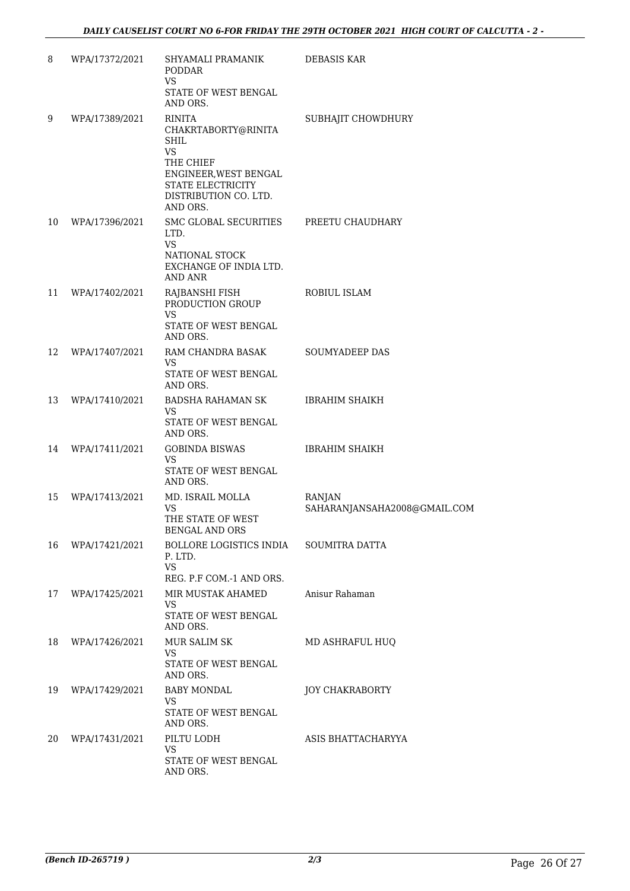| 8 | WPA/17372/2021 | SHYAMALI PRAMANIK PODDAR VS STATE OF WEST BENGAL AND ORS. | DEBASIS KAR |
|---|---|---|---|
| 9 | WPA/17389/2021 | RINITA CHAKRTABORTY@RINITA SHIL VS THE CHIEF ENGINEER,WEST BENGAL STATE ELECTRICITY DISTRIBUTION CO. LTD. AND ORS. | SUBHAJIT CHOWDHURY |
| 10 | WPA/17396/2021 | SMC GLOBAL SECURITIES LTD. VS NATIONAL STOCK EXCHANGE OF INDIA LTD. AND ANR | PREETU CHAUDHARY |
| 11 | WPA/17402/2021 | RAJBANSHI FISH PRODUCTION GROUP VS STATE OF WEST BENGAL AND ORS. | ROBIUL ISLAM |
| 12 | WPA/17407/2021 | RAM CHANDRA BASAK VS STATE OF WEST BENGAL AND ORS. | SOUMYADEEP DAS |
| 13 | WPA/17410/2021 | BADSHA RAHAMAN SK VS STATE OF WEST BENGAL AND ORS. | IBRAHIM SHAIKH |
| 14 | WPA/17411/2021 | GOBINDA BISWAS VS STATE OF WEST BENGAL AND ORS. | IBRAHIM SHAIKH |
| 15 | WPA/17413/2021 | MD. ISRAIL MOLLA VS THE STATE OF WEST BENGAL AND ORS | RANJAN SAHARANJANSAHA2008@GMAIL.COM |
| 16 | WPA/17421/2021 | BOLLORE LOGISTICS INDIA P. LTD. VS REG. P.F COM.-1 AND ORS. | SOUMITRA DATTA |
| 17 | WPA/17425/2021 | MIR MUSTAK AHAMED VS STATE OF WEST BENGAL AND ORS. | Anisur Rahaman |
| 18 | WPA/17426/2021 | MUR SALIM SK VS STATE OF WEST BENGAL AND ORS. | MD ASHRAFUL HUQ |
| 19 | WPA/17429/2021 | BABY MONDAL VS STATE OF WEST BENGAL AND ORS. | JOY CHAKRABORTY |
| 20 | WPA/17431/2021 | PILTU LODH VS STATE OF WEST BENGAL AND ORS. | ASIS BHATTACHARYYA |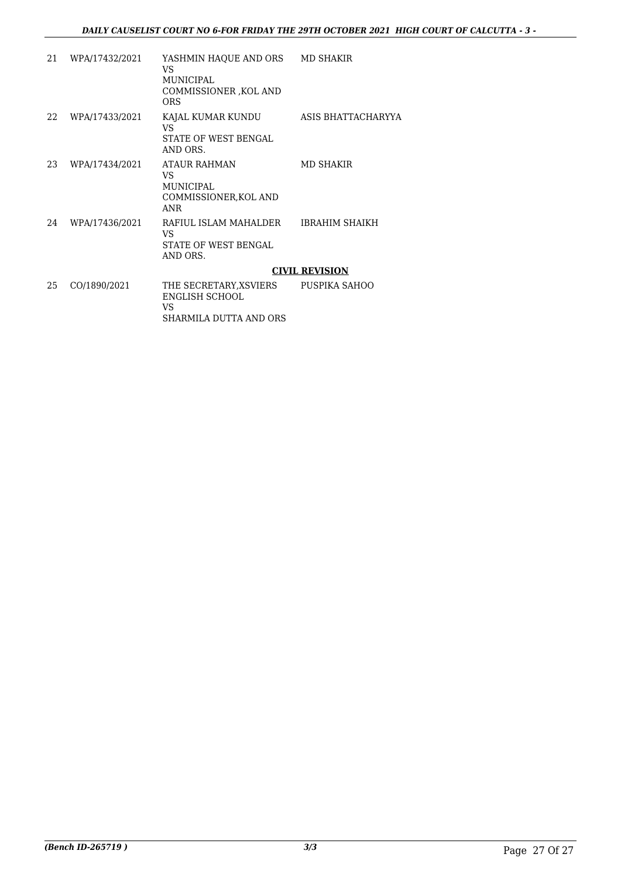| | | | |
|---|---|---|---|
| 21 | WPA/17432/2021 | YASHMIN HAQUE AND ORS<br>VS<br>MUNICIPAL COMMISSIONER ,KOL AND ORS | MD SHAKIR |
| 22 | WPA/17433/2021 | KAJAL KUMAR KUNDU<br>VS<br>STATE OF WEST BENGAL AND ORS. | ASIS BHATTACHARYYA |
| 23 | WPA/17434/2021 | ATAUR RAHMAN<br>VS<br>MUNICIPAL COMMISSIONER,KOL AND ANR | MD SHAKIR |
| 24 | WPA/17436/2021 | RAFIUL ISLAM MAHALDER<br>VS<br>STATE OF WEST BENGAL AND ORS. | IBRAHIM SHAIKH |

**CIVIL REVISION**

| | | | |
|---|---|---|---|
| 25 | CO/1890/2021 | THE SECRETARY,XSVIERS ENGLISH SCHOOL<br>VS<br>SHARMILA DUTTA AND ORS | PUSPIKA SAHOO |

*(Bench ID-265719 )*